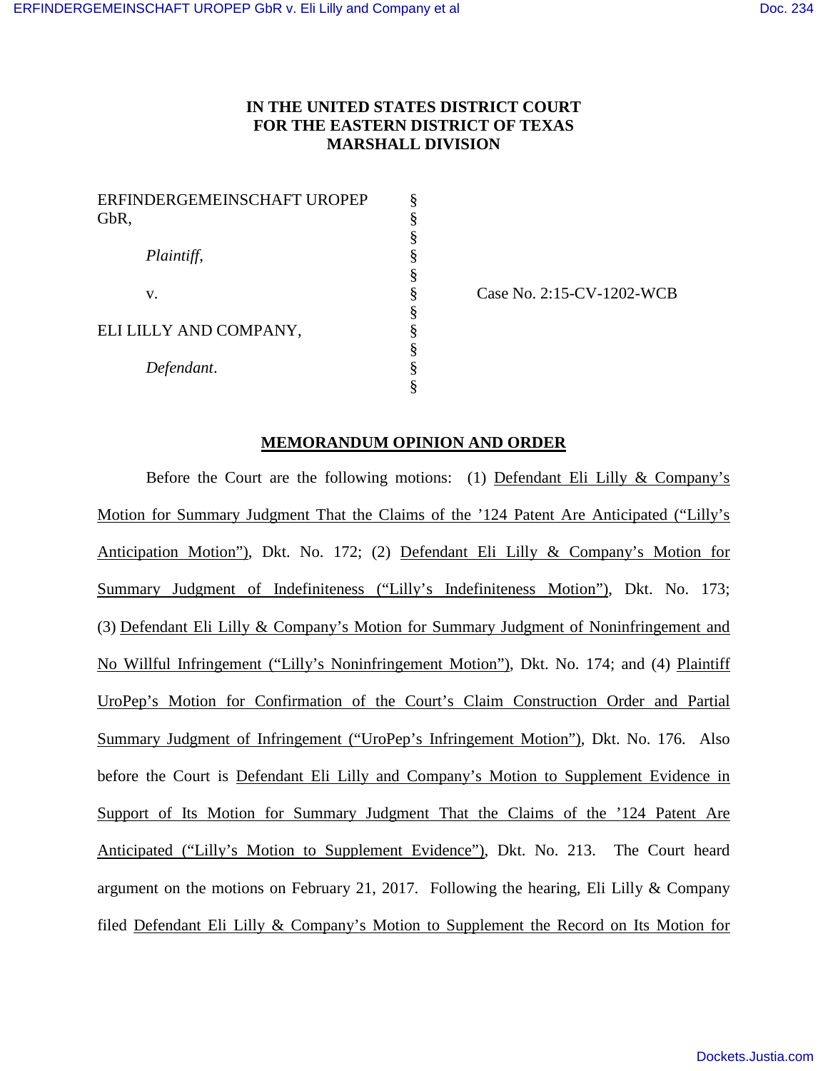**IN THE UNITED STATES DISTRICT COURT**
**FOR THE EASTERN DISTRICT OF TEXAS**
**MARSHALL DIVISION**

| | | |
|---|---|---|
| ERFINDERGEMEINSCHAFT UROPEP GbR, | § | |
| | § | |
| *Plaintiff*, | § | |
| | § | |
| v. | § | Case No. 2:15-CV-1202-WCB |
| | § | |
| ELI LILLY AND COMPANY, | § | |
| | § | |
| *Defendant*. | § | |

## MEMORANDUM OPINION AND ORDER

Before the Court are the following motions: (1) Defendant Eli Lilly & Company's Motion for Summary Judgment That the Claims of the '124 Patent Are Anticipated ("Lilly's Anticipation Motion"), Dkt. No. 172; (2) Defendant Eli Lilly & Company's Motion for Summary Judgment of Indefiniteness ("Lilly's Indefiniteness Motion"), Dkt. No. 173; (3) Defendant Eli Lilly & Company's Motion for Summary Judgment of Noninfringement and No Willful Infringement ("Lilly's Noninfringement Motion"), Dkt. No. 174; and (4) Plaintiff UroPep's Motion for Confirmation of the Court's Claim Construction Order and Partial Summary Judgment of Infringement ("UroPep's Infringement Motion"), Dkt. No. 176. Also before the Court is Defendant Eli Lilly and Company's Motion to Supplement Evidence in Support of Its Motion for Summary Judgment That the Claims of the '124 Patent Are Anticipated ("Lilly's Motion to Supplement Evidence"), Dkt. No. 213. The Court heard argument on the motions on February 21, 2017. Following the hearing, Eli Lilly & Company filed Defendant Eli Lilly & Company's Motion to Supplement the Record on Its Motion for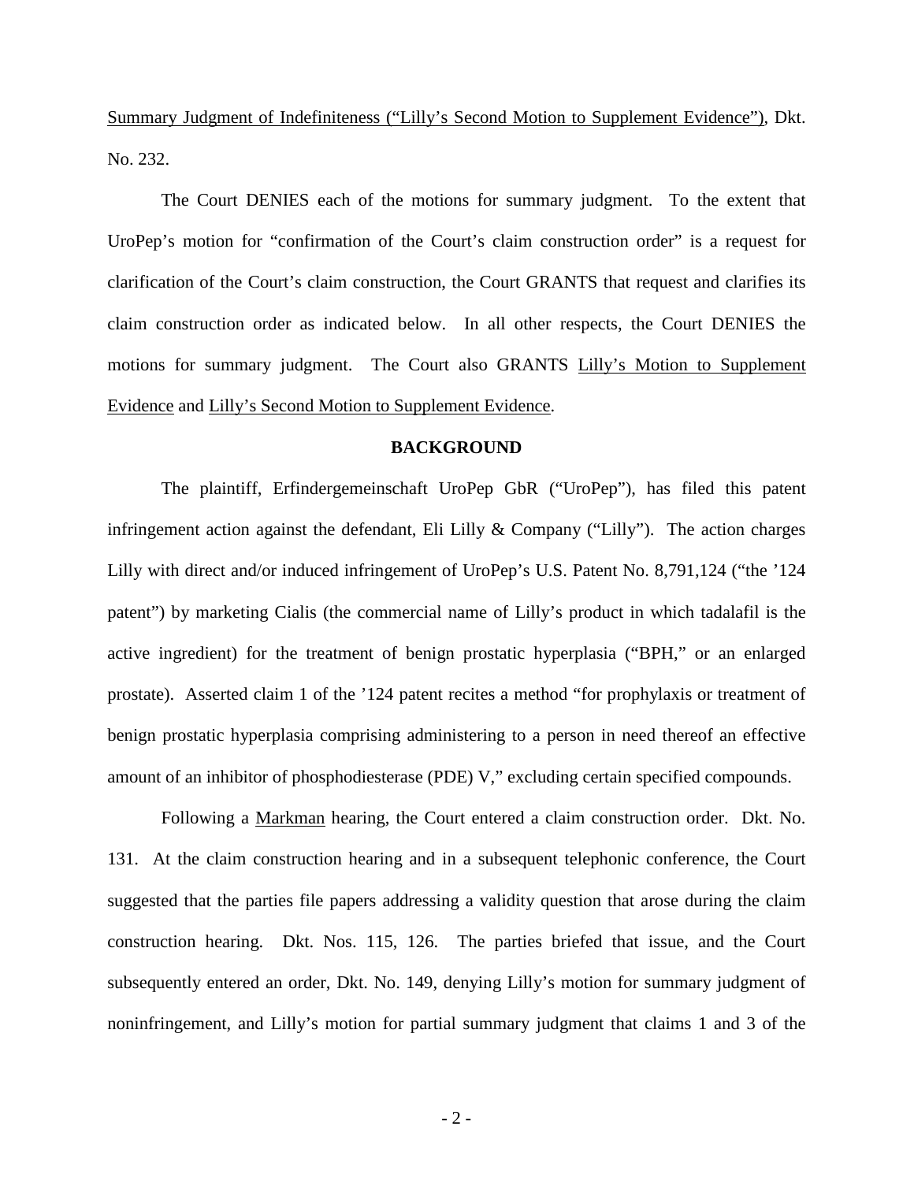Summary Judgment of Indefiniteness ("Lilly's Second Motion to Supplement Evidence"), Dkt. No. 232.

The Court DENIES each of the motions for summary judgment. To the extent that UroPep's motion for "confirmation of the Court's claim construction order" is a request for clarification of the Court's claim construction, the Court GRANTS that request and clarifies its claim construction order as indicated below. In all other respects, the Court DENIES the motions for summary judgment. The Court also GRANTS Lilly's Motion to Supplement Evidence and Lilly's Second Motion to Supplement Evidence.

**BACKGROUND**

The plaintiff, Erfindergemeinschaft UroPep GbR ("UroPep"), has filed this patent infringement action against the defendant, Eli Lilly & Company ("Lilly"). The action charges Lilly with direct and/or induced infringement of UroPep's U.S. Patent No. 8,791,124 ("the '124 patent") by marketing Cialis (the commercial name of Lilly's product in which tadalafil is the active ingredient) for the treatment of benign prostatic hyperplasia ("BPH," or an enlarged prostate). Asserted claim 1 of the '124 patent recites a method "for prophylaxis or treatment of benign prostatic hyperplasia comprising administering to a person in need thereof an effective amount of an inhibitor of phosphodiesterase (PDE) V," excluding certain specified compounds.

Following a Markman hearing, the Court entered a claim construction order. Dkt. No. 131. At the claim construction hearing and in a subsequent telephonic conference, the Court suggested that the parties file papers addressing a validity question that arose during the claim construction hearing. Dkt. Nos. 115, 126. The parties briefed that issue, and the Court subsequently entered an order, Dkt. No. 149, denying Lilly's motion for summary judgment of noninfringement, and Lilly's motion for partial summary judgment that claims 1 and 3 of the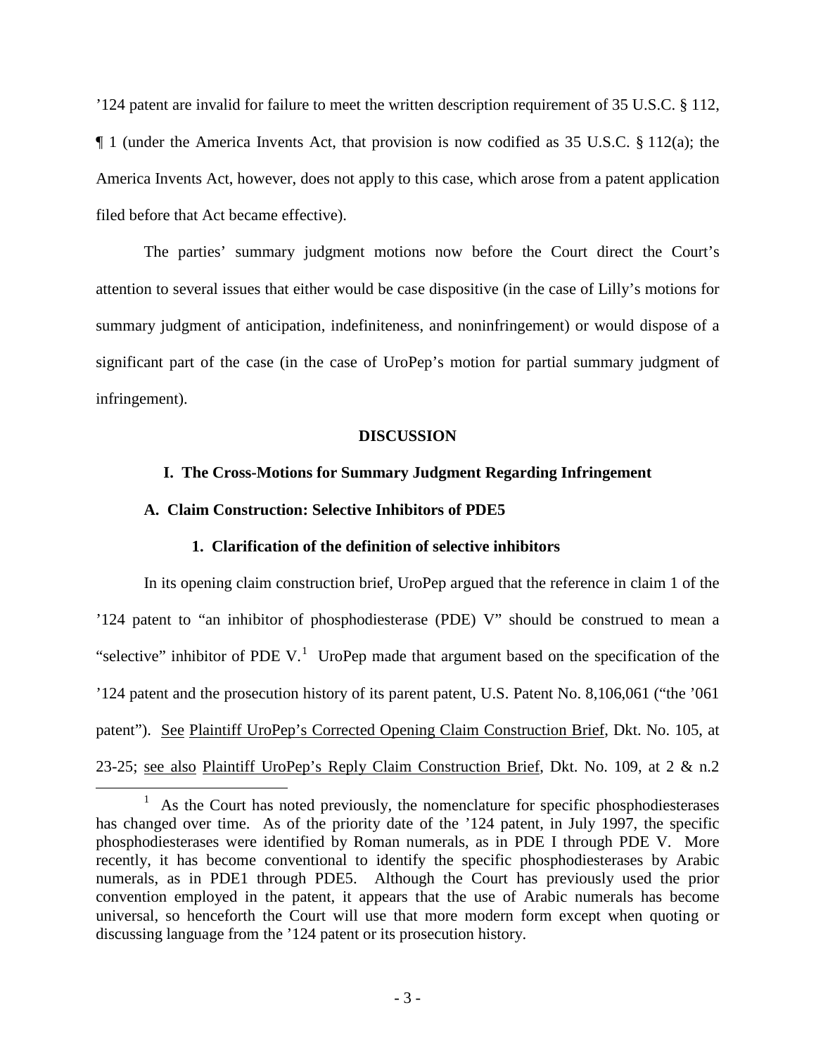’124 patent are invalid for failure to meet the written description requirement of 35 U.S.C. § 112, ¶ 1 (under the America Invents Act, that provision is now codified as 35 U.S.C. § 112(a); the America Invents Act, however, does not apply to this case, which arose from a patent application filed before that Act became effective).

The parties’ summary judgment motions now before the Court direct the Court’s attention to several issues that either would be case dispositive (in the case of Lilly’s motions for summary judgment of anticipation, indefiniteness, and noninfringement) or would dispose of a significant part of the case (in the case of UroPep’s motion for partial summary judgment of infringement).

## DISCUSSION

### I. The Cross-Motions for Summary Judgment Regarding Infringement

#### A. Claim Construction: Selective Inhibitors of PDE5

##### 1. Clarification of the definition of selective inhibitors

In its opening claim construction brief, UroPep argued that the reference in claim 1 of the ’124 patent to “an inhibitor of phosphodiesterase (PDE) V” should be construed to mean a “selective” inhibitor of PDE V.[1] UroPep made that argument based on the specification of the ’124 patent and the prosecution history of its parent patent, U.S. Patent No. 8,106,061 (“the ’061 patent”). See Plaintiff UroPep’s Corrected Opening Claim Construction Brief, Dkt. No. 105, at 23-25; see also Plaintiff UroPep’s Reply Claim Construction Brief, Dkt. No. 109, at 2 & n.2

[1] As the Court has noted previously, the nomenclature for specific phosphodiesterases has changed over time. As of the priority date of the ’124 patent, in July 1997, the specific phosphodiesterases were identified by Roman numerals, as in PDE I through PDE V. More recently, it has become conventional to identify the specific phosphodiesterases by Arabic numerals, as in PDE1 through PDE5. Although the Court has previously used the prior convention employed in the patent, it appears that the use of Arabic numerals has become universal, so henceforth the Court will use that more modern form except when quoting or discussing language from the ’124 patent or its prosecution history.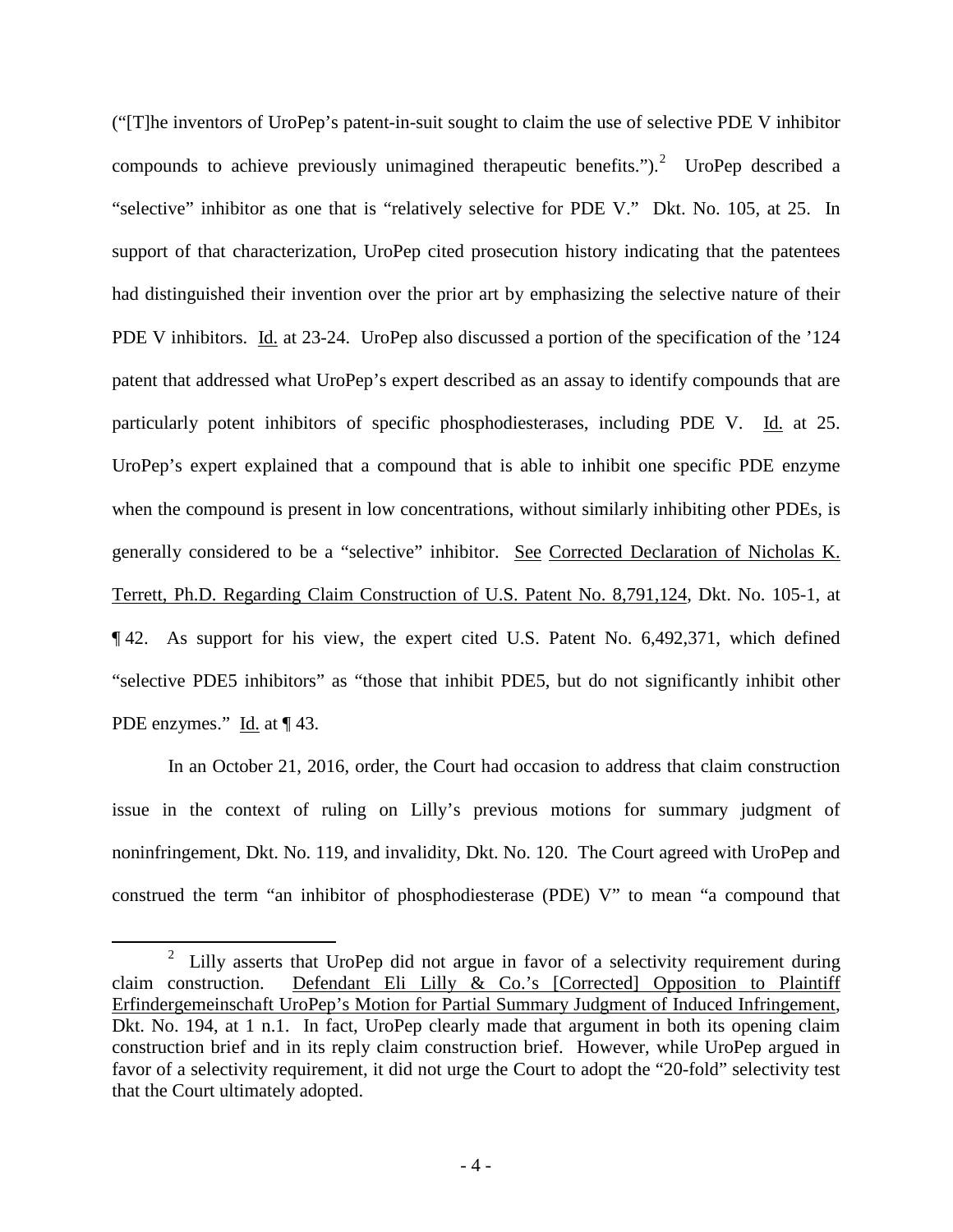("[T]he inventors of UroPep's patent-in-suit sought to claim the use of selective PDE V inhibitor compounds to achieve previously unimagined therapeutic benefits.").[2] UroPep described a "selective" inhibitor as one that is "relatively selective for PDE V." Dkt. No. 105, at 25. In support of that characterization, UroPep cited prosecution history indicating that the patentees had distinguished their invention over the prior art by emphasizing the selective nature of their PDE V inhibitors. Id. at 23-24. UroPep also discussed a portion of the specification of the '124 patent that addressed what UroPep's expert described as an assay to identify compounds that are particularly potent inhibitors of specific phosphodiesterases, including PDE V. Id. at 25. UroPep's expert explained that a compound that is able to inhibit one specific PDE enzyme when the compound is present in low concentrations, without similarly inhibiting other PDEs, is generally considered to be a "selective" inhibitor. See Corrected Declaration of Nicholas K. Terrett, Ph.D. Regarding Claim Construction of U.S. Patent No. 8,791,124, Dkt. No. 105-1, at ¶ 42. As support for his view, the expert cited U.S. Patent No. 6,492,371, which defined "selective PDE5 inhibitors" as "those that inhibit PDE5, but do not significantly inhibit other PDE enzymes." Id. at ¶ 43.

In an October 21, 2016, order, the Court had occasion to address that claim construction issue in the context of ruling on Lilly's previous motions for summary judgment of noninfringement, Dkt. No. 119, and invalidity, Dkt. No. 120. The Court agreed with UroPep and construed the term "an inhibitor of phosphodiesterase (PDE) V" to mean "a compound that

---

[2] Lilly asserts that UroPep did not argue in favor of a selectivity requirement during claim construction. Defendant Eli Lilly & Co.'s [Corrected] Opposition to Plaintiff Erfindergemeinschaft UroPep's Motion for Partial Summary Judgment of Induced Infringement, Dkt. No. 194, at 1 n.1. In fact, UroPep clearly made that argument in both its opening claim construction brief and in its reply claim construction brief. However, while UroPep argued in favor of a selectivity requirement, it did not urge the Court to adopt the "20-fold" selectivity test that the Court ultimately adopted.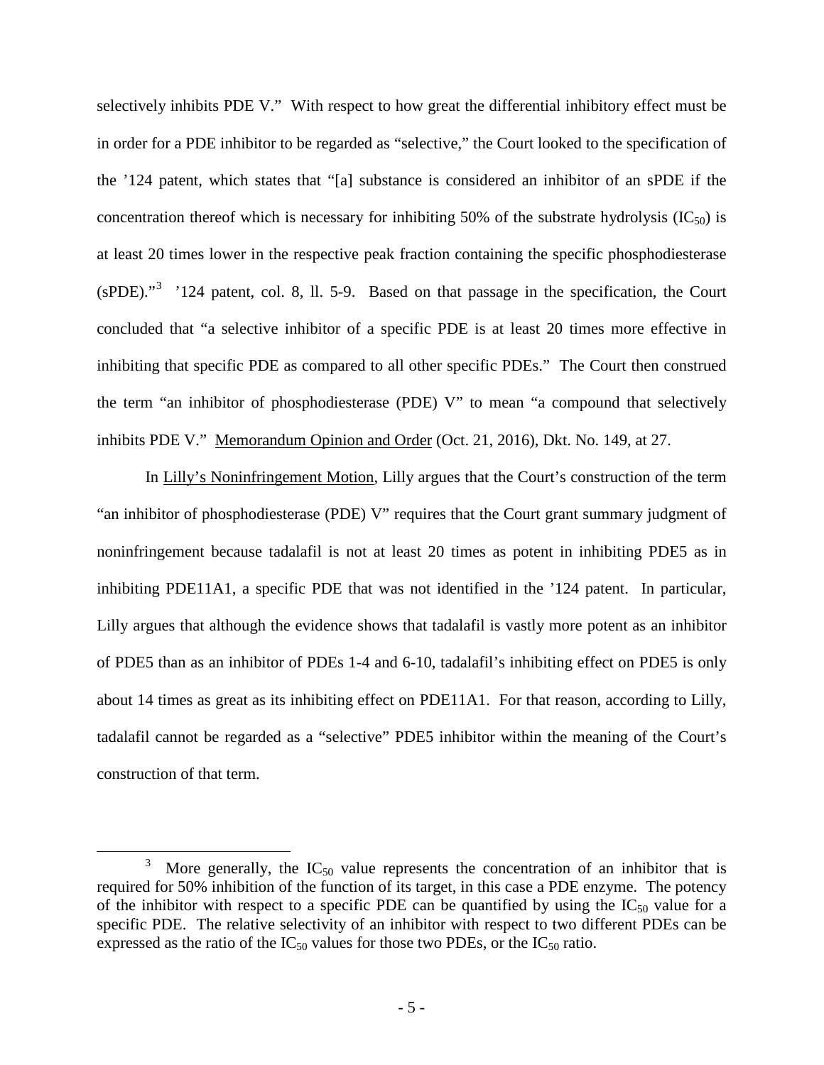selectively inhibits PDE V." With respect to how great the differential inhibitory effect must be in order for a PDE inhibitor to be regarded as "selective," the Court looked to the specification of the '124 patent, which states that "[a] substance is considered an inhibitor of an sPDE if the concentration thereof which is necessary for inhibiting 50% of the substrate hydrolysis ($IC_{50}$) is at least 20 times lower in the respective peak fraction containing the specific phosphodiesterase (sPDE)."[3] '124 patent, col. 8, ll. 5-9. Based on that passage in the specification, the Court concluded that "a selective inhibitor of a specific PDE is at least 20 times more effective in inhibiting that specific PDE as compared to all other specific PDEs." The Court then construed the term "an inhibitor of phosphodiesterase (PDE) V" to mean "a compound that selectively inhibits PDE V." Memorandum Opinion and Order (Oct. 21, 2016), Dkt. No. 149, at 27.

In Lilly's Noninfringement Motion, Lilly argues that the Court's construction of the term "an inhibitor of phosphodiesterase (PDE) V" requires that the Court grant summary judgment of noninfringement because tadalafil is not at least 20 times as potent in inhibiting PDE5 as in inhibiting PDE11A1, a specific PDE that was not identified in the '124 patent. In particular, Lilly argues that although the evidence shows that tadalafil is vastly more potent as an inhibitor of PDE5 than as an inhibitor of PDEs 1-4 and 6-10, tadalafil's inhibiting effect on PDE5 is only about 14 times as great as its inhibiting effect on PDE11A1. For that reason, according to Lilly, tadalafil cannot be regarded as a "selective" PDE5 inhibitor within the meaning of the Court's construction of that term.

---

[3] More generally, the $IC_{50}$ value represents the concentration of an inhibitor that is required for 50% inhibition of the function of its target, in this case a PDE enzyme. The potency of the inhibitor with respect to a specific PDE can be quantified by using the $IC_{50}$ value for a specific PDE. The relative selectivity of an inhibitor with respect to two different PDEs can be expressed as the ratio of the $IC_{50}$ values for those two PDEs, or the $IC_{50}$ ratio.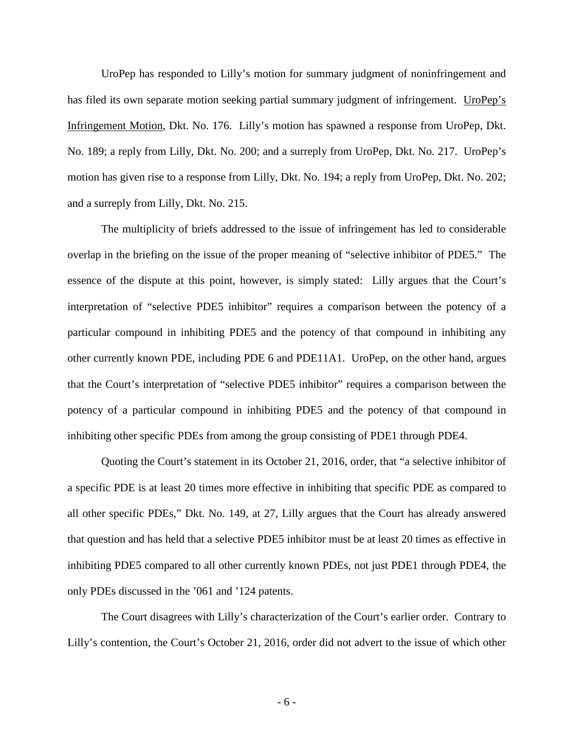UroPep has responded to Lilly's motion for summary judgment of noninfringement and has filed its own separate motion seeking partial summary judgment of infringement. UroPep's Infringement Motion, Dkt. No. 176. Lilly's motion has spawned a response from UroPep, Dkt. No. 189; a reply from Lilly, Dkt. No. 200; and a surreply from UroPep, Dkt. No. 217. UroPep's motion has given rise to a response from Lilly, Dkt. No. 194; a reply from UroPep, Dkt. No. 202; and a surreply from Lilly, Dkt. No. 215.

The multiplicity of briefs addressed to the issue of infringement has led to considerable overlap in the briefing on the issue of the proper meaning of "selective inhibitor of PDE5." The essence of the dispute at this point, however, is simply stated: Lilly argues that the Court's interpretation of "selective PDE5 inhibitor" requires a comparison between the potency of a particular compound in inhibiting PDE5 and the potency of that compound in inhibiting any other currently known PDE, including PDE 6 and PDE11A1. UroPep, on the other hand, argues that the Court's interpretation of "selective PDE5 inhibitor" requires a comparison between the potency of a particular compound in inhibiting PDE5 and the potency of that compound in inhibiting other specific PDEs from among the group consisting of PDE1 through PDE4.

Quoting the Court's statement in its October 21, 2016, order, that "a selective inhibitor of a specific PDE is at least 20 times more effective in inhibiting that specific PDE as compared to all other specific PDEs," Dkt. No. 149, at 27, Lilly argues that the Court has already answered that question and has held that a selective PDE5 inhibitor must be at least 20 times as effective in inhibiting PDE5 compared to all other currently known PDEs, not just PDE1 through PDE4, the only PDEs discussed in the '061 and '124 patents.

The Court disagrees with Lilly's characterization of the Court's earlier order. Contrary to Lilly's contention, the Court's October 21, 2016, order did not advert to the issue of which other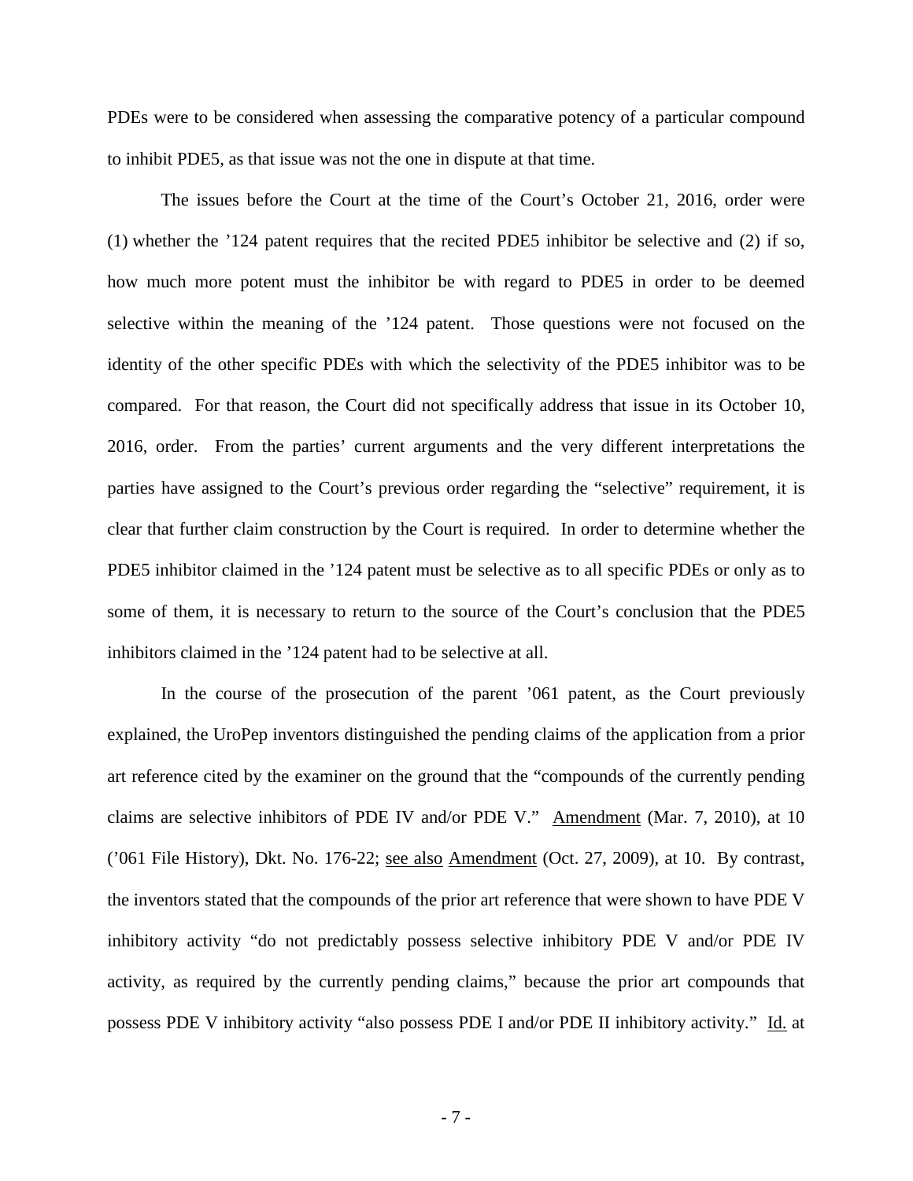PDEs were to be considered when assessing the comparative potency of a particular compound to inhibit PDE5, as that issue was not the one in dispute at that time.

The issues before the Court at the time of the Court's October 21, 2016, order were (1) whether the '124 patent requires that the recited PDE5 inhibitor be selective and (2) if so, how much more potent must the inhibitor be with regard to PDE5 in order to be deemed selective within the meaning of the '124 patent. Those questions were not focused on the identity of the other specific PDEs with which the selectivity of the PDE5 inhibitor was to be compared. For that reason, the Court did not specifically address that issue in its October 10, 2016, order. From the parties' current arguments and the very different interpretations the parties have assigned to the Court's previous order regarding the "selective" requirement, it is clear that further claim construction by the Court is required. In order to determine whether the PDE5 inhibitor claimed in the '124 patent must be selective as to all specific PDEs or only as to some of them, it is necessary to return to the source of the Court's conclusion that the PDE5 inhibitors claimed in the '124 patent had to be selective at all.

In the course of the prosecution of the parent '061 patent, as the Court previously explained, the UroPep inventors distinguished the pending claims of the application from a prior art reference cited by the examiner on the ground that the "compounds of the currently pending claims are selective inhibitors of PDE IV and/or PDE V." Amendment (Mar. 7, 2010), at 10 ('061 File History), Dkt. No. 176-22; see also Amendment (Oct. 27, 2009), at 10. By contrast, the inventors stated that the compounds of the prior art reference that were shown to have PDE V inhibitory activity "do not predictably possess selective inhibitory PDE V and/or PDE IV activity, as required by the currently pending claims," because the prior art compounds that possess PDE V inhibitory activity "also possess PDE I and/or PDE II inhibitory activity." Id. at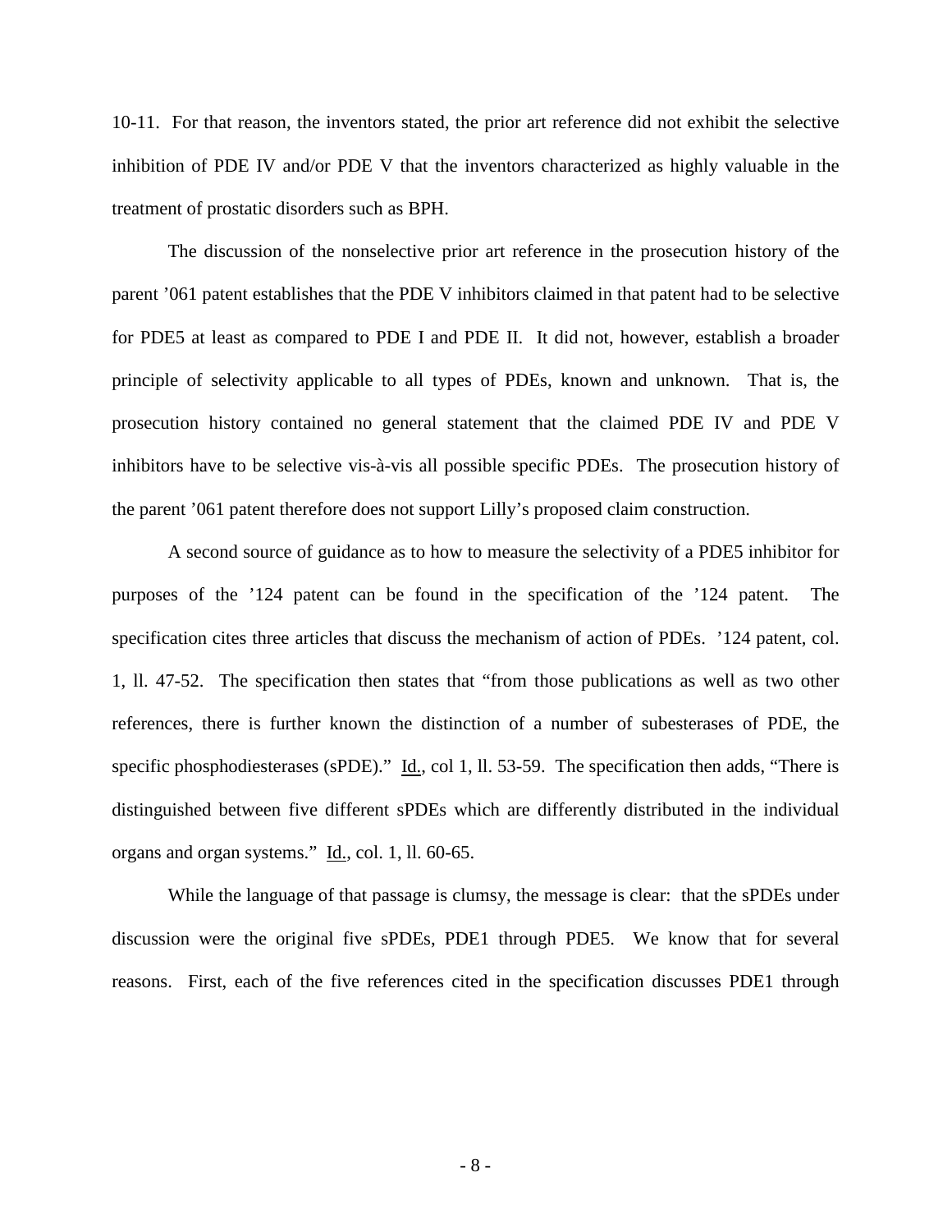10-11. For that reason, the inventors stated, the prior art reference did not exhibit the selective inhibition of PDE IV and/or PDE V that the inventors characterized as highly valuable in the treatment of prostatic disorders such as BPH.

The discussion of the nonselective prior art reference in the prosecution history of the parent ’061 patent establishes that the PDE V inhibitors claimed in that patent had to be selective for PDE5 at least as compared to PDE I and PDE II. It did not, however, establish a broader principle of selectivity applicable to all types of PDEs, known and unknown. That is, the prosecution history contained no general statement that the claimed PDE IV and PDE V inhibitors have to be selective vis-à-vis all possible specific PDEs. The prosecution history of the parent ’061 patent therefore does not support Lilly’s proposed claim construction.

A second source of guidance as to how to measure the selectivity of a PDE5 inhibitor for purposes of the ’124 patent can be found in the specification of the ’124 patent. The specification cites three articles that discuss the mechanism of action of PDEs. ’124 patent, col. 1, ll. 47-52. The specification then states that “from those publications as well as two other references, there is further known the distinction of a number of subesterases of PDE, the specific phosphodiesterases (sPDE).” Id., col 1, ll. 53-59. The specification then adds, “There is distinguished between five different sPDEs which are differently distributed in the individual organs and organ systems.” Id., col. 1, ll. 60-65.

While the language of that passage is clumsy, the message is clear: that the sPDEs under discussion were the original five sPDEs, PDE1 through PDE5. We know that for several reasons. First, each of the five references cited in the specification discusses PDE1 through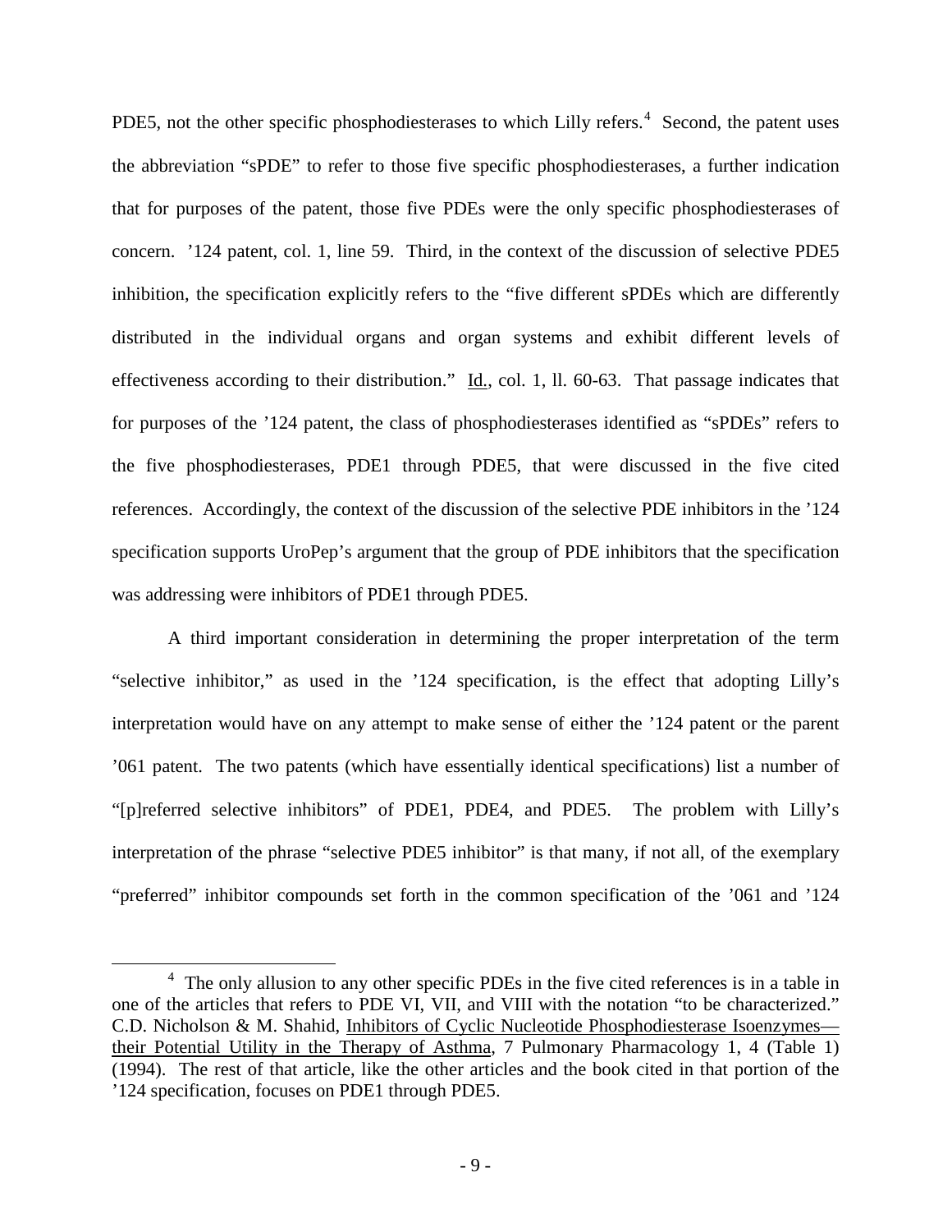PDE5, not the other specific phosphodiesterases to which Lilly refers.[4] Second, the patent uses the abbreviation "sPDE" to refer to those five specific phosphodiesterases, a further indication that for purposes of the patent, those five PDEs were the only specific phosphodiesterases of concern. '124 patent, col. 1, line 59. Third, in the context of the discussion of selective PDE5 inhibition, the specification explicitly refers to the "five different sPDEs which are differently distributed in the individual organs and organ systems and exhibit different levels of effectiveness according to their distribution." Id., col. 1, ll. 60-63. That passage indicates that for purposes of the '124 patent, the class of phosphodiesterases identified as "sPDEs" refers to the five phosphodiesterases, PDE1 through PDE5, that were discussed in the five cited references. Accordingly, the context of the discussion of the selective PDE inhibitors in the '124 specification supports UroPep's argument that the group of PDE inhibitors that the specification was addressing were inhibitors of PDE1 through PDE5.

A third important consideration in determining the proper interpretation of the term "selective inhibitor," as used in the '124 specification, is the effect that adopting Lilly's interpretation would have on any attempt to make sense of either the '124 patent or the parent '061 patent. The two patents (which have essentially identical specifications) list a number of "[p]referred selective inhibitors" of PDE1, PDE4, and PDE5. The problem with Lilly's interpretation of the phrase "selective PDE5 inhibitor" is that many, if not all, of the exemplary "preferred" inhibitor compounds set forth in the common specification of the '061 and '124

[4] The only allusion to any other specific PDEs in the five cited references is in a table in one of the articles that refers to PDE VI, VII, and VIII with the notation "to be characterized." C.D. Nicholson & M. Shahid, Inhibitors of Cyclic Nucleotide Phosphodiesterase Isoenzymes—their Potential Utility in the Therapy of Asthma, 7 Pulmonary Pharmacology 1, 4 (Table 1) (1994). The rest of that article, like the other articles and the book cited in that portion of the '124 specification, focuses on PDE1 through PDE5.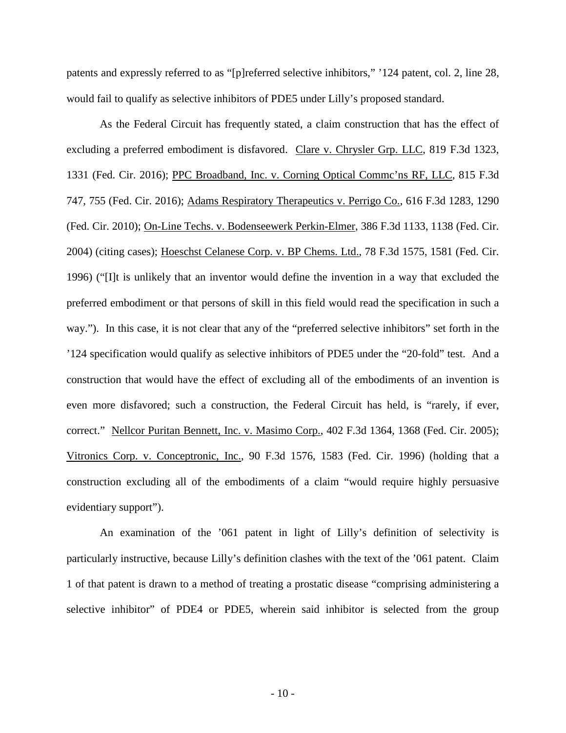patents and expressly referred to as "[p]referred selective inhibitors," '124 patent, col. 2, line 28, would fail to qualify as selective inhibitors of PDE5 under Lilly's proposed standard.

As the Federal Circuit has frequently stated, a claim construction that has the effect of excluding a preferred embodiment is disfavored. Clare v. Chrysler Grp. LLC, 819 F.3d 1323, 1331 (Fed. Cir. 2016); PPC Broadband, Inc. v. Corning Optical Commc'ns RF, LLC, 815 F.3d 747, 755 (Fed. Cir. 2016); Adams Respiratory Therapeutics v. Perrigo Co., 616 F.3d 1283, 1290 (Fed. Cir. 2010); On-Line Techs. v. Bodenseewerk Perkin-Elmer, 386 F.3d 1133, 1138 (Fed. Cir. 2004) (citing cases); Hoeschst Celanese Corp. v. BP Chems. Ltd., 78 F.3d 1575, 1581 (Fed. Cir. 1996) ("[I]t is unlikely that an inventor would define the invention in a way that excluded the preferred embodiment or that persons of skill in this field would read the specification in such a way."). In this case, it is not clear that any of the "preferred selective inhibitors" set forth in the '124 specification would qualify as selective inhibitors of PDE5 under the "20-fold" test. And a construction that would have the effect of excluding all of the embodiments of an invention is even more disfavored; such a construction, the Federal Circuit has held, is "rarely, if ever, correct." Nellcor Puritan Bennett, Inc. v. Masimo Corp., 402 F.3d 1364, 1368 (Fed. Cir. 2005); Vitronics Corp. v. Conceptronic, Inc., 90 F.3d 1576, 1583 (Fed. Cir. 1996) (holding that a construction excluding all of the embodiments of a claim "would require highly persuasive evidentiary support").

An examination of the '061 patent in light of Lilly's definition of selectivity is particularly instructive, because Lilly's definition clashes with the text of the '061 patent. Claim 1 of that patent is drawn to a method of treating a prostatic disease "comprising administering a selective inhibitor" of PDE4 or PDE5, wherein said inhibitor is selected from the group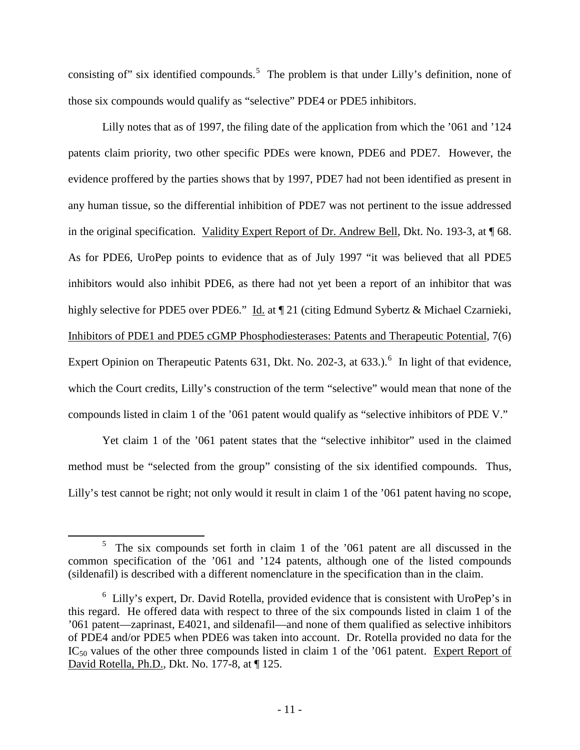consisting of" six identified compounds.[5] The problem is that under Lilly's definition, none of those six compounds would qualify as "selective" PDE4 or PDE5 inhibitors.

Lilly notes that as of 1997, the filing date of the application from which the '061 and '124 patents claim priority, two other specific PDEs were known, PDE6 and PDE7. However, the evidence proffered by the parties shows that by 1997, PDE7 had not been identified as present in any human tissue, so the differential inhibition of PDE7 was not pertinent to the issue addressed in the original specification. Validity Expert Report of Dr. Andrew Bell, Dkt. No. 193-3, at ¶ 68. As for PDE6, UroPep points to evidence that as of July 1997 "it was believed that all PDE5 inhibitors would also inhibit PDE6, as there had not yet been a report of an inhibitor that was highly selective for PDE5 over PDE6." Id. at ¶ 21 (citing Edmund Sybertz & Michael Czarnieki, Inhibitors of PDE1 and PDE5 cGMP Phosphodiesterases: Patents and Therapeutic Potential, 7(6) Expert Opinion on Therapeutic Patents 631, Dkt. No. 202-3, at 633.).[6] In light of that evidence, which the Court credits, Lilly's construction of the term "selective" would mean that none of the compounds listed in claim 1 of the '061 patent would qualify as "selective inhibitors of PDE V."

Yet claim 1 of the '061 patent states that the "selective inhibitor" used in the claimed method must be "selected from the group" consisting of the six identified compounds. Thus, Lilly's test cannot be right; not only would it result in claim 1 of the '061 patent having no scope,

---

[5] The six compounds set forth in claim 1 of the '061 patent are all discussed in the common specification of the '061 and '124 patents, although one of the listed compounds (sildenafil) is described with a different nomenclature in the specification than in the claim.

[6] Lilly's expert, Dr. David Rotella, provided evidence that is consistent with UroPep's in this regard. He offered data with respect to three of the six compounds listed in claim 1 of the '061 patent—zaprinast, E4021, and sildenafil—and none of them qualified as selective inhibitors of PDE4 and/or PDE5 when PDE6 was taken into account. Dr. Rotella provided no data for the $IC_{50}$ values of the other three compounds listed in claim 1 of the '061 patent. Expert Report of David Rotella, Ph.D., Dkt. No. 177-8, at ¶ 125.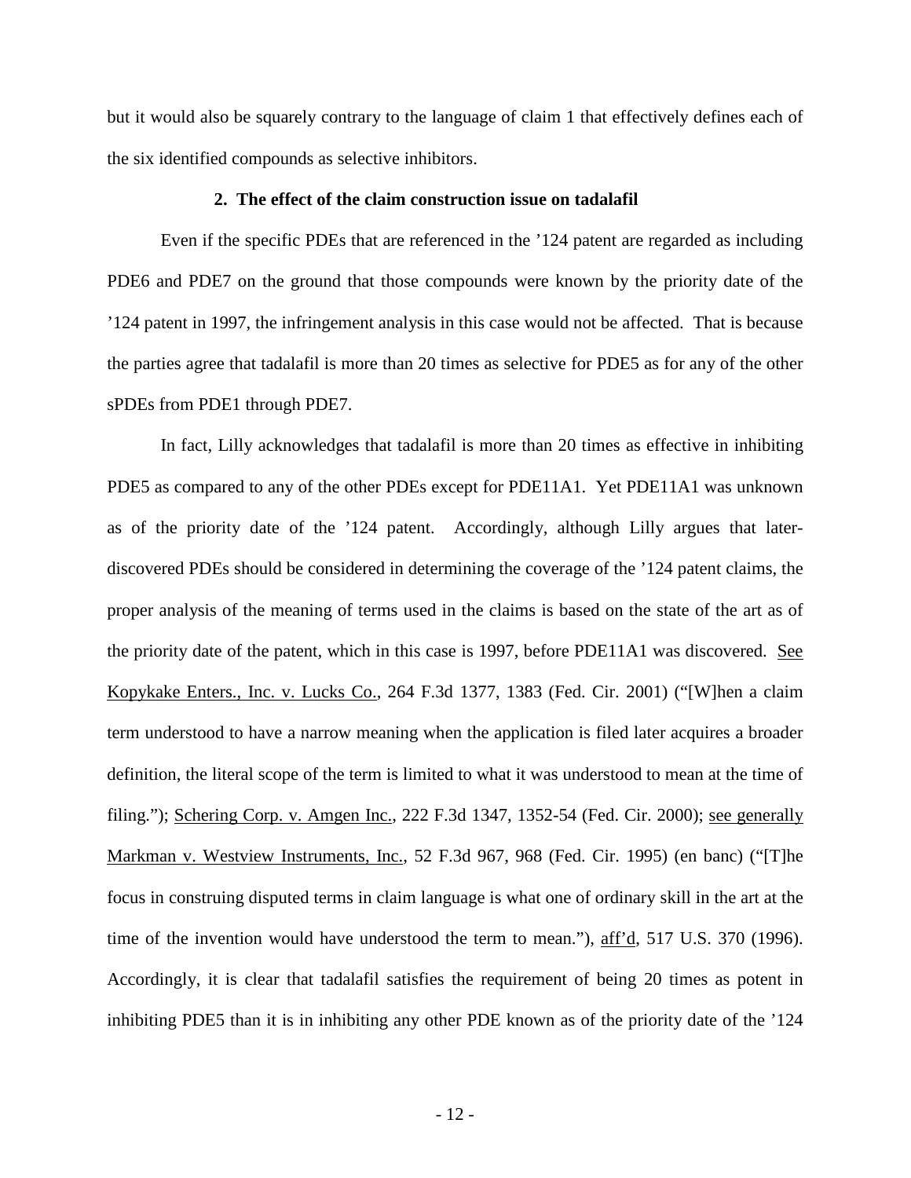but it would also be squarely contrary to the language of claim 1 that effectively defines each of the six identified compounds as selective inhibitors.

### 2. The effect of the claim construction issue on tadalafil

Even if the specific PDEs that are referenced in the '124 patent are regarded as including PDE6 and PDE7 on the ground that those compounds were known by the priority date of the '124 patent in 1997, the infringement analysis in this case would not be affected. That is because the parties agree that tadalafil is more than 20 times as selective for PDE5 as for any of the other sPDEs from PDE1 through PDE7.

In fact, Lilly acknowledges that tadalafil is more than 20 times as effective in inhibiting PDE5 as compared to any of the other PDEs except for PDE11A1. Yet PDE11A1 was unknown as of the priority date of the '124 patent. Accordingly, although Lilly argues that later-discovered PDEs should be considered in determining the coverage of the '124 patent claims, the proper analysis of the meaning of terms used in the claims is based on the state of the art as of the priority date of the patent, which in this case is 1997, before PDE11A1 was discovered. See Kopykake Enters., Inc. v. Lucks Co., 264 F.3d 1377, 1383 (Fed. Cir. 2001) ("[W]hen a claim term understood to have a narrow meaning when the application is filed later acquires a broader definition, the literal scope of the term is limited to what it was understood to mean at the time of filing."); Schering Corp. v. Amgen Inc., 222 F.3d 1347, 1352-54 (Fed. Cir. 2000); see generally Markman v. Westview Instruments, Inc., 52 F.3d 967, 968 (Fed. Cir. 1995) (en banc) ("[T]he focus in construing disputed terms in claim language is what one of ordinary skill in the art at the time of the invention would have understood the term to mean."), aff'd, 517 U.S. 370 (1996). Accordingly, it is clear that tadalafil satisfies the requirement of being 20 times as potent in inhibiting PDE5 than it is in inhibiting any other PDE known as of the priority date of the '124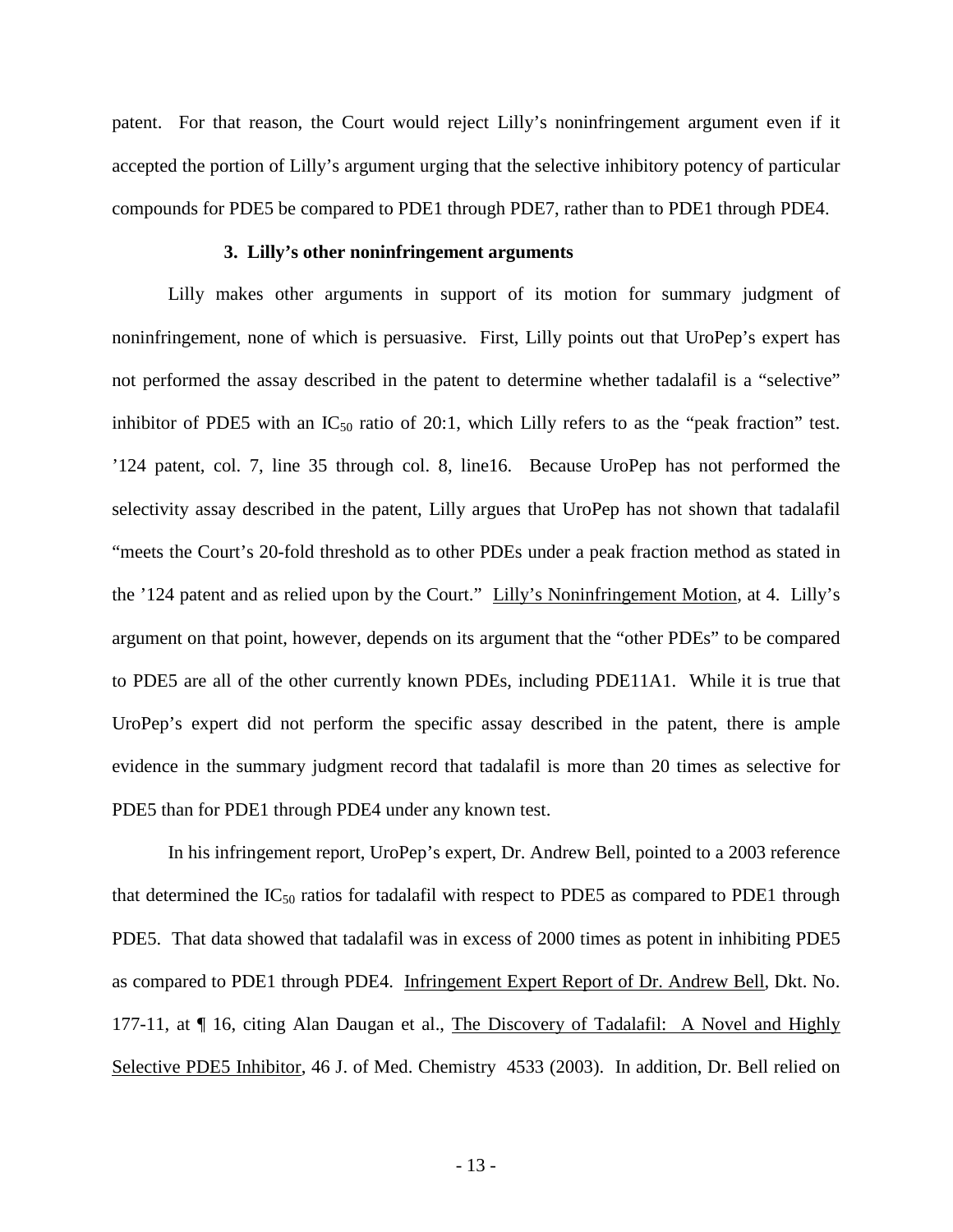patent. For that reason, the Court would reject Lilly's noninfringement argument even if it accepted the portion of Lilly's argument urging that the selective inhibitory potency of particular compounds for PDE5 be compared to PDE1 through PDE7, rather than to PDE1 through PDE4.

### 3. Lilly's other noninfringement arguments

Lilly makes other arguments in support of its motion for summary judgment of noninfringement, none of which is persuasive. First, Lilly points out that UroPep's expert has not performed the assay described in the patent to determine whether tadalafil is a "selective" inhibitor of PDE5 with an $IC_{50}$ ratio of 20:1, which Lilly refers to as the "peak fraction" test. '124 patent, col. 7, line 35 through col. 8, line16. Because UroPep has not performed the selectivity assay described in the patent, Lilly argues that UroPep has not shown that tadalafil "meets the Court's 20-fold threshold as to other PDEs under a peak fraction method as stated in the '124 patent and as relied upon by the Court." Lilly's Noninfringement Motion, at 4. Lilly's argument on that point, however, depends on its argument that the "other PDEs" to be compared to PDE5 are all of the other currently known PDEs, including PDE11A1. While it is true that UroPep's expert did not perform the specific assay described in the patent, there is ample evidence in the summary judgment record that tadalafil is more than 20 times as selective for PDE5 than for PDE1 through PDE4 under any known test.

In his infringement report, UroPep's expert, Dr. Andrew Bell, pointed to a 2003 reference that determined the $IC_{50}$ ratios for tadalafil with respect to PDE5 as compared to PDE1 through PDE5. That data showed that tadalafil was in excess of 2000 times as potent in inhibiting PDE5 as compared to PDE1 through PDE4. Infringement Expert Report of Dr. Andrew Bell, Dkt. No. 177-11, at ¶ 16, citing Alan Daugan et al., The Discovery of Tadalafil: A Novel and Highly Selective PDE5 Inhibitor, 46 J. of Med. Chemistry 4533 (2003). In addition, Dr. Bell relied on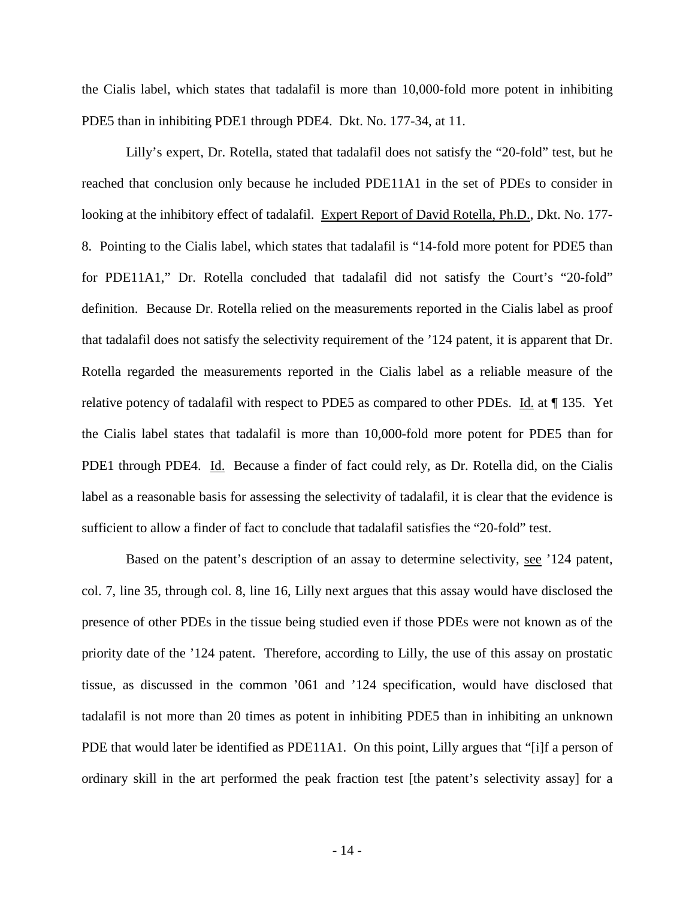the Cialis label, which states that tadalafil is more than 10,000-fold more potent in inhibiting PDE5 than in inhibiting PDE1 through PDE4. Dkt. No. 177-34, at 11.

Lilly's expert, Dr. Rotella, stated that tadalafil does not satisfy the "20-fold" test, but he reached that conclusion only because he included PDE11A1 in the set of PDEs to consider in looking at the inhibitory effect of tadalafil. Expert Report of David Rotella, Ph.D., Dkt. No. 177-8. Pointing to the Cialis label, which states that tadalafil is "14-fold more potent for PDE5 than for PDE11A1," Dr. Rotella concluded that tadalafil did not satisfy the Court's "20-fold" definition. Because Dr. Rotella relied on the measurements reported in the Cialis label as proof that tadalafil does not satisfy the selectivity requirement of the '124 patent, it is apparent that Dr. Rotella regarded the measurements reported in the Cialis label as a reliable measure of the relative potency of tadalafil with respect to PDE5 as compared to other PDEs. Id. at ¶ 135. Yet the Cialis label states that tadalafil is more than 10,000-fold more potent for PDE5 than for PDE1 through PDE4. Id. Because a finder of fact could rely, as Dr. Rotella did, on the Cialis label as a reasonable basis for assessing the selectivity of tadalafil, it is clear that the evidence is sufficient to allow a finder of fact to conclude that tadalafil satisfies the "20-fold" test.

Based on the patent's description of an assay to determine selectivity, see '124 patent, col. 7, line 35, through col. 8, line 16, Lilly next argues that this assay would have disclosed the presence of other PDEs in the tissue being studied even if those PDEs were not known as of the priority date of the '124 patent. Therefore, according to Lilly, the use of this assay on prostatic tissue, as discussed in the common '061 and '124 specification, would have disclosed that tadalafil is not more than 20 times as potent in inhibiting PDE5 than in inhibiting an unknown PDE that would later be identified as PDE11A1. On this point, Lilly argues that "[i]f a person of ordinary skill in the art performed the peak fraction test [the patent's selectivity assay] for a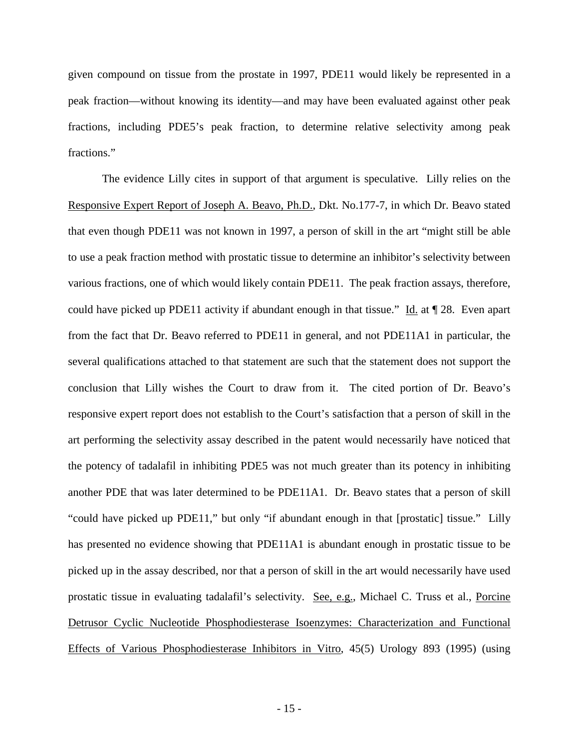given compound on tissue from the prostate in 1997, PDE11 would likely be represented in a peak fraction—without knowing its identity—and may have been evaluated against other peak fractions, including PDE5's peak fraction, to determine relative selectivity among peak fractions."

The evidence Lilly cites in support of that argument is speculative. Lilly relies on the Responsive Expert Report of Joseph A. Beavo, Ph.D., Dkt. No.177-7, in which Dr. Beavo stated that even though PDE11 was not known in 1997, a person of skill in the art "might still be able to use a peak fraction method with prostatic tissue to determine an inhibitor's selectivity between various fractions, one of which would likely contain PDE11. The peak fraction assays, therefore, could have picked up PDE11 activity if abundant enough in that tissue." Id. at ¶ 28. Even apart from the fact that Dr. Beavo referred to PDE11 in general, and not PDE11A1 in particular, the several qualifications attached to that statement are such that the statement does not support the conclusion that Lilly wishes the Court to draw from it. The cited portion of Dr. Beavo's responsive expert report does not establish to the Court's satisfaction that a person of skill in the art performing the selectivity assay described in the patent would necessarily have noticed that the potency of tadalafil in inhibiting PDE5 was not much greater than its potency in inhibiting another PDE that was later determined to be PDE11A1. Dr. Beavo states that a person of skill "could have picked up PDE11," but only "if abundant enough in that [prostatic] tissue." Lilly has presented no evidence showing that PDE11A1 is abundant enough in prostatic tissue to be picked up in the assay described, nor that a person of skill in the art would necessarily have used prostatic tissue in evaluating tadalafil's selectivity. See, e.g., Michael C. Truss et al., Porcine Detrusor Cyclic Nucleotide Phosphodiesterase Isoenzymes: Characterization and Functional Effects of Various Phosphodiesterase Inhibitors in Vitro, 45(5) Urology 893 (1995) (using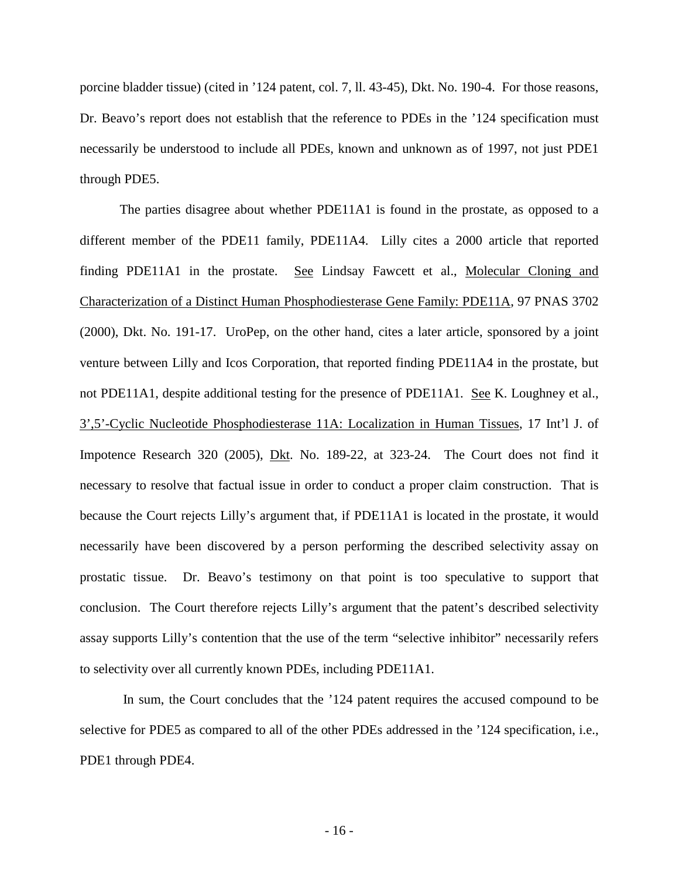porcine bladder tissue) (cited in ’124 patent, col. 7, ll. 43-45), Dkt. No. 190-4. For those reasons, Dr. Beavo’s report does not establish that the reference to PDEs in the ’124 specification must necessarily be understood to include all PDEs, known and unknown as of 1997, not just PDE1 through PDE5.

The parties disagree about whether PDE11A1 is found in the prostate, as opposed to a different member of the PDE11 family, PDE11A4. Lilly cites a 2000 article that reported finding PDE11A1 in the prostate. See Lindsay Fawcett et al., Molecular Cloning and Characterization of a Distinct Human Phosphodiesterase Gene Family: PDE11A, 97 PNAS 3702 (2000), Dkt. No. 191-17. UroPep, on the other hand, cites a later article, sponsored by a joint venture between Lilly and Icos Corporation, that reported finding PDE11A4 in the prostate, but not PDE11A1, despite additional testing for the presence of PDE11A1. See K. Loughney et al., 3’,5’-Cyclic Nucleotide Phosphodiesterase 11A: Localization in Human Tissues, 17 Int’l J. of Impotence Research 320 (2005), Dkt. No. 189-22, at 323-24. The Court does not find it necessary to resolve that factual issue in order to conduct a proper claim construction. That is because the Court rejects Lilly’s argument that, if PDE11A1 is located in the prostate, it would necessarily have been discovered by a person performing the described selectivity assay on prostatic tissue. Dr. Beavo’s testimony on that point is too speculative to support that conclusion. The Court therefore rejects Lilly’s argument that the patent’s described selectivity assay supports Lilly’s contention that the use of the term “selective inhibitor” necessarily refers to selectivity over all currently known PDEs, including PDE11A1.

In sum, the Court concludes that the ’124 patent requires the accused compound to be selective for PDE5 as compared to all of the other PDEs addressed in the ’124 specification, i.e., PDE1 through PDE4.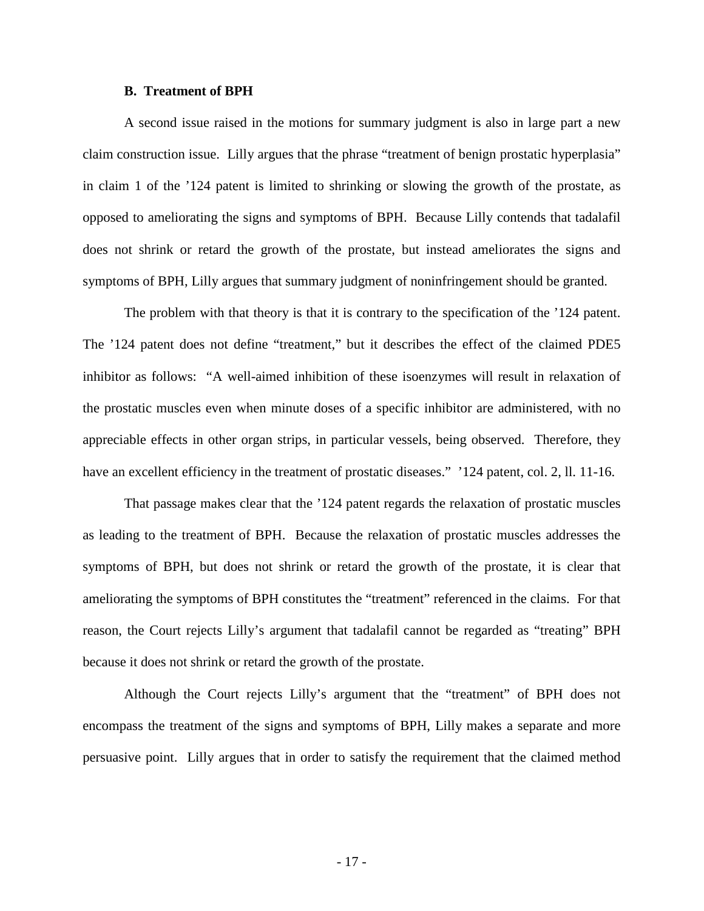### B. Treatment of BPH

A second issue raised in the motions for summary judgment is also in large part a new claim construction issue. Lilly argues that the phrase "treatment of benign prostatic hyperplasia" in claim 1 of the '124 patent is limited to shrinking or slowing the growth of the prostate, as opposed to ameliorating the signs and symptoms of BPH. Because Lilly contends that tadalafil does not shrink or retard the growth of the prostate, but instead ameliorates the signs and symptoms of BPH, Lilly argues that summary judgment of noninfringement should be granted.

The problem with that theory is that it is contrary to the specification of the '124 patent. The '124 patent does not define "treatment," but it describes the effect of the claimed PDE5 inhibitor as follows: "A well-aimed inhibition of these isoenzymes will result in relaxation of the prostatic muscles even when minute doses of a specific inhibitor are administered, with no appreciable effects in other organ strips, in particular vessels, being observed. Therefore, they have an excellent efficiency in the treatment of prostatic diseases." '124 patent, col. 2, ll. 11-16.

That passage makes clear that the '124 patent regards the relaxation of prostatic muscles as leading to the treatment of BPH. Because the relaxation of prostatic muscles addresses the symptoms of BPH, but does not shrink or retard the growth of the prostate, it is clear that ameliorating the symptoms of BPH constitutes the "treatment" referenced in the claims. For that reason, the Court rejects Lilly's argument that tadalafil cannot be regarded as "treating" BPH because it does not shrink or retard the growth of the prostate.

Although the Court rejects Lilly's argument that the "treatment" of BPH does not encompass the treatment of the signs and symptoms of BPH, Lilly makes a separate and more persuasive point. Lilly argues that in order to satisfy the requirement that the claimed method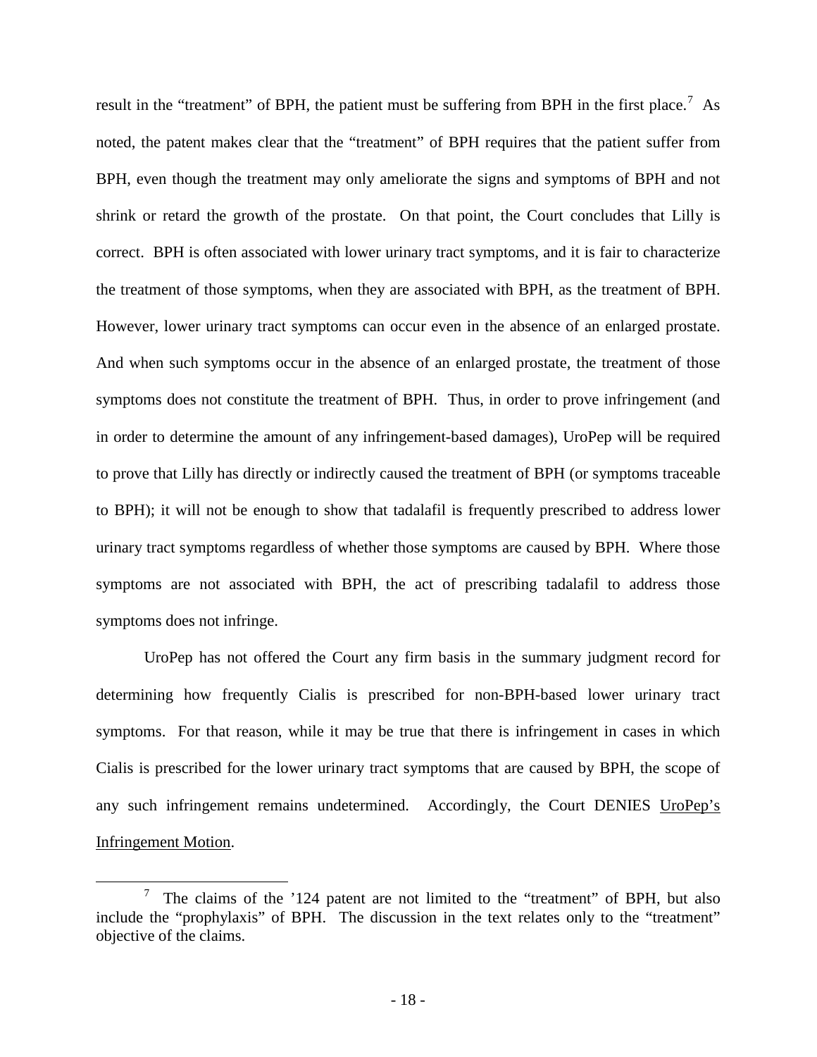result in the "treatment" of BPH, the patient must be suffering from BPH in the first place.[7] As noted, the patent makes clear that the "treatment" of BPH requires that the patient suffer from BPH, even though the treatment may only ameliorate the signs and symptoms of BPH and not shrink or retard the growth of the prostate. On that point, the Court concludes that Lilly is correct. BPH is often associated with lower urinary tract symptoms, and it is fair to characterize the treatment of those symptoms, when they are associated with BPH, as the treatment of BPH. However, lower urinary tract symptoms can occur even in the absence of an enlarged prostate. And when such symptoms occur in the absence of an enlarged prostate, the treatment of those symptoms does not constitute the treatment of BPH. Thus, in order to prove infringement (and in order to determine the amount of any infringement-based damages), UroPep will be required to prove that Lilly has directly or indirectly caused the treatment of BPH (or symptoms traceable to BPH); it will not be enough to show that tadalafil is frequently prescribed to address lower urinary tract symptoms regardless of whether those symptoms are caused by BPH. Where those symptoms are not associated with BPH, the act of prescribing tadalafil to address those symptoms does not infringe.

UroPep has not offered the Court any firm basis in the summary judgment record for determining how frequently Cialis is prescribed for non-BPH-based lower urinary tract symptoms. For that reason, while it may be true that there is infringement in cases in which Cialis is prescribed for the lower urinary tract symptoms that are caused by BPH, the scope of any such infringement remains undetermined. Accordingly, the Court DENIES UroPep's Infringement Motion.

[7] The claims of the '124 patent are not limited to the "treatment" of BPH, but also include the "prophylaxis" of BPH. The discussion in the text relates only to the "treatment" objective of the claims.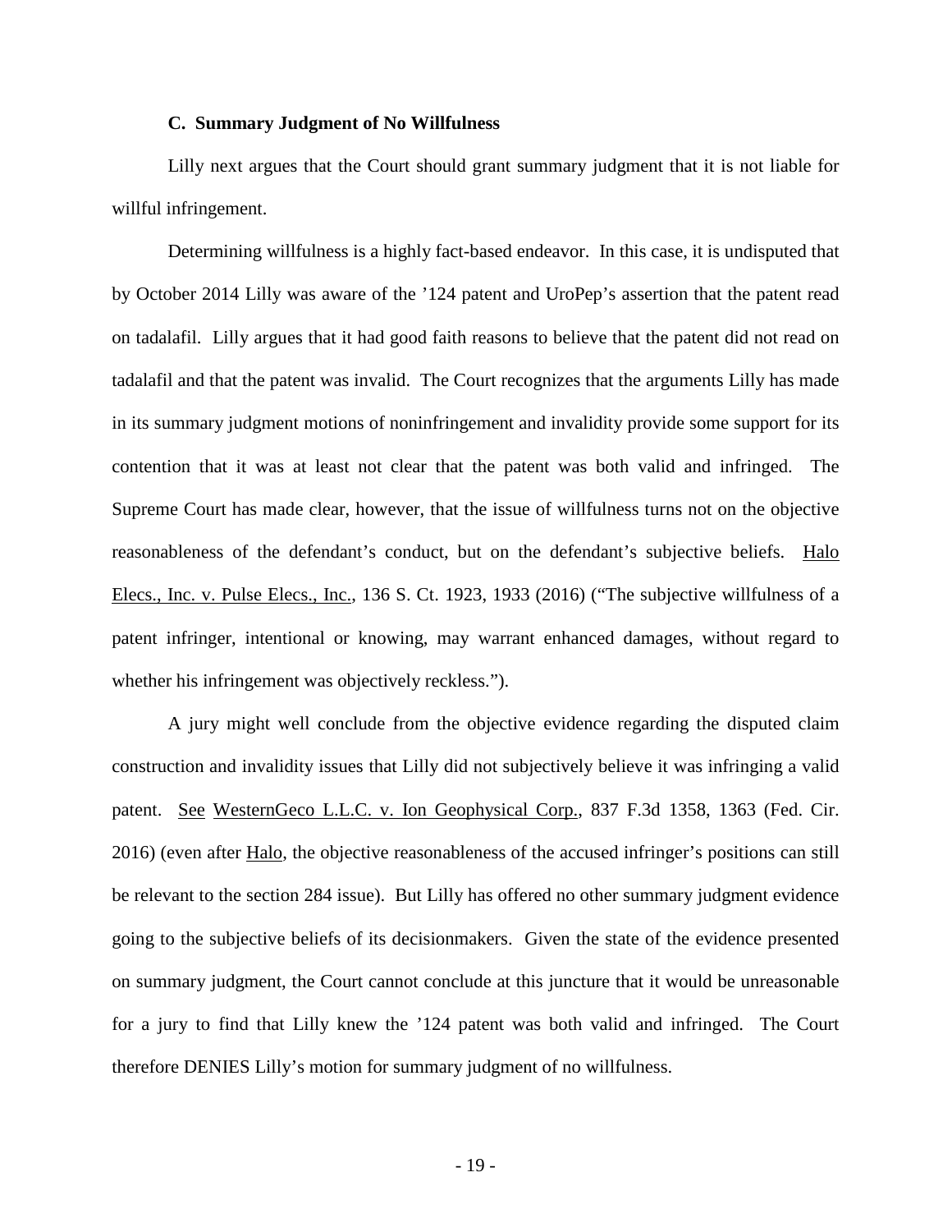### C. Summary Judgment of No Willfulness

Lilly next argues that the Court should grant summary judgment that it is not liable for willful infringement.

Determining willfulness is a highly fact-based endeavor. In this case, it is undisputed that by October 2014 Lilly was aware of the ’124 patent and UroPep’s assertion that the patent read on tadalafil. Lilly argues that it had good faith reasons to believe that the patent did not read on tadalafil and that the patent was invalid. The Court recognizes that the arguments Lilly has made in its summary judgment motions of noninfringement and invalidity provide some support for its contention that it was at least not clear that the patent was both valid and infringed. The Supreme Court has made clear, however, that the issue of willfulness turns not on the objective reasonableness of the defendant’s conduct, but on the defendant’s subjective beliefs. Halo Elecs., Inc. v. Pulse Elecs., Inc., 136 S. Ct. 1923, 1933 (2016) (“The subjective willfulness of a patent infringer, intentional or knowing, may warrant enhanced damages, without regard to whether his infringement was objectively reckless.”).

A jury might well conclude from the objective evidence regarding the disputed claim construction and invalidity issues that Lilly did not subjectively believe it was infringing a valid patent. See WesternGeco L.L.C. v. Ion Geophysical Corp., 837 F.3d 1358, 1363 (Fed. Cir. 2016) (even after Halo, the objective reasonableness of the accused infringer’s positions can still be relevant to the section 284 issue). But Lilly has offered no other summary judgment evidence going to the subjective beliefs of its decisionmakers. Given the state of the evidence presented on summary judgment, the Court cannot conclude at this juncture that it would be unreasonable for a jury to find that Lilly knew the ’124 patent was both valid and infringed. The Court therefore DENIES Lilly’s motion for summary judgment of no willfulness.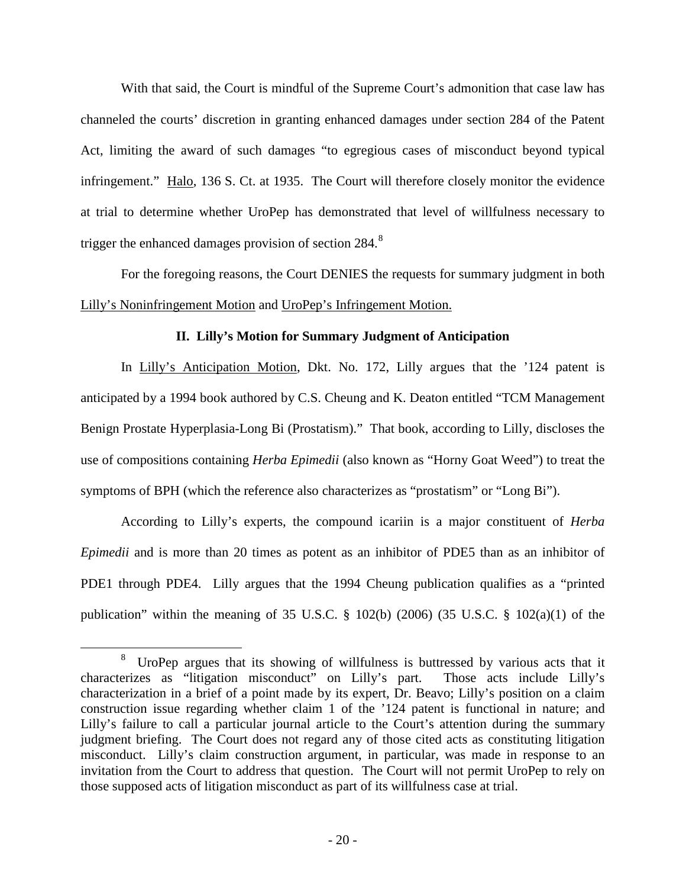With that said, the Court is mindful of the Supreme Court's admonition that case law has channeled the courts' discretion in granting enhanced damages under section 284 of the Patent Act, limiting the award of such damages "to egregious cases of misconduct beyond typical infringement." Halo, 136 S. Ct. at 1935. The Court will therefore closely monitor the evidence at trial to determine whether UroPep has demonstrated that level of willfulness necessary to trigger the enhanced damages provision of section 284.[8]

For the foregoing reasons, the Court DENIES the requests for summary judgment in both Lilly's Noninfringement Motion and UroPep's Infringement Motion.

## II. Lilly's Motion for Summary Judgment of Anticipation

In Lilly's Anticipation Motion, Dkt. No. 172, Lilly argues that the '124 patent is anticipated by a 1994 book authored by C.S. Cheung and K. Deaton entitled "TCM Management Benign Prostate Hyperplasia-Long Bi (Prostatism)." That book, according to Lilly, discloses the use of compositions containing *Herba Epimedii* (also known as "Horny Goat Weed") to treat the symptoms of BPH (which the reference also characterizes as "prostatism" or "Long Bi").

According to Lilly's experts, the compound icariin is a major constituent of *Herba Epimedii* and is more than 20 times as potent as an inhibitor of PDE5 than as an inhibitor of PDE1 through PDE4. Lilly argues that the 1994 Cheung publication qualifies as a "printed publication" within the meaning of 35 U.S.C. § 102(b) (2006) (35 U.S.C. § 102(a)(1) of the

---

[8] UroPep argues that its showing of willfulness is buttressed by various acts that it characterizes as "litigation misconduct" on Lilly's part. Those acts include Lilly's characterization in a brief of a point made by its expert, Dr. Beavo; Lilly's position on a claim construction issue regarding whether claim 1 of the '124 patent is functional in nature; and Lilly's failure to call a particular journal article to the Court's attention during the summary judgment briefing. The Court does not regard any of those cited acts as constituting litigation misconduct. Lilly's claim construction argument, in particular, was made in response to an invitation from the Court to address that question. The Court will not permit UroPep to rely on those supposed acts of litigation misconduct as part of its willfulness case at trial.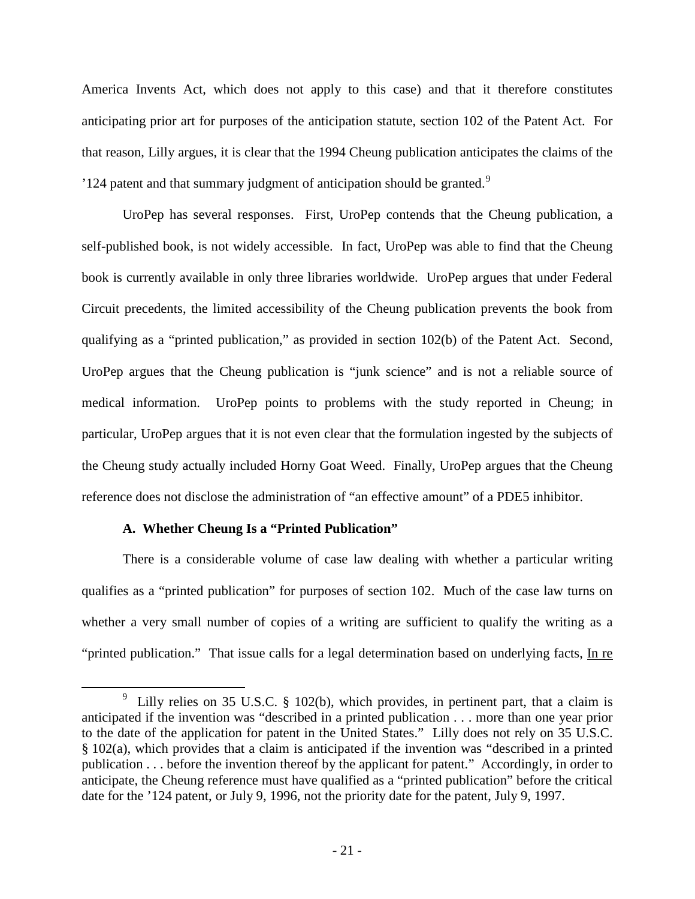America Invents Act, which does not apply to this case) and that it therefore constitutes anticipating prior art for purposes of the anticipation statute, section 102 of the Patent Act. For that reason, Lilly argues, it is clear that the 1994 Cheung publication anticipates the claims of the ’124 patent and that summary judgment of anticipation should be granted.[9]

UroPep has several responses. First, UroPep contends that the Cheung publication, a self-published book, is not widely accessible. In fact, UroPep was able to find that the Cheung book is currently available in only three libraries worldwide. UroPep argues that under Federal Circuit precedents, the limited accessibility of the Cheung publication prevents the book from qualifying as a “printed publication,” as provided in section 102(b) of the Patent Act. Second, UroPep argues that the Cheung publication is “junk science” and is not a reliable source of medical information. UroPep points to problems with the study reported in Cheung; in particular, UroPep argues that it is not even clear that the formulation ingested by the subjects of the Cheung study actually included Horny Goat Weed. Finally, UroPep argues that the Cheung reference does not disclose the administration of “an effective amount” of a PDE5 inhibitor.

### A. Whether Cheung Is a “Printed Publication”

There is a considerable volume of case law dealing with whether a particular writing qualifies as a “printed publication” for purposes of section 102. Much of the case law turns on whether a very small number of copies of a writing are sufficient to qualify the writing as a “printed publication.” That issue calls for a legal determination based on underlying facts, In re

---

[9] Lilly relies on 35 U.S.C. § 102(b), which provides, in pertinent part, that a claim is anticipated if the invention was “described in a printed publication . . . more than one year prior to the date of the application for patent in the United States.” Lilly does not rely on 35 U.S.C. § 102(a), which provides that a claim is anticipated if the invention was “described in a printed publication . . . before the invention thereof by the applicant for patent.” Accordingly, in order to anticipate, the Cheung reference must have qualified as a “printed publication” before the critical date for the ’124 patent, or July 9, 1996, not the priority date for the patent, July 9, 1997.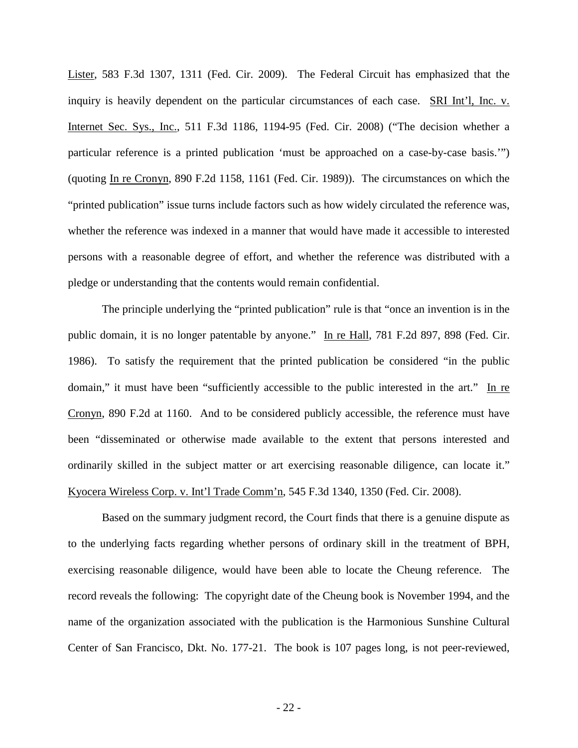Lister, 583 F.3d 1307, 1311 (Fed. Cir. 2009). The Federal Circuit has emphasized that the inquiry is heavily dependent on the particular circumstances of each case. SRI Int'l, Inc. v. Internet Sec. Sys., Inc., 511 F.3d 1186, 1194-95 (Fed. Cir. 2008) ("The decision whether a particular reference is a printed publication 'must be approached on a case-by-case basis.'") (quoting In re Cronyn, 890 F.2d 1158, 1161 (Fed. Cir. 1989)). The circumstances on which the "printed publication" issue turns include factors such as how widely circulated the reference was, whether the reference was indexed in a manner that would have made it accessible to interested persons with a reasonable degree of effort, and whether the reference was distributed with a pledge or understanding that the contents would remain confidential.

The principle underlying the "printed publication" rule is that "once an invention is in the public domain, it is no longer patentable by anyone." In re Hall, 781 F.2d 897, 898 (Fed. Cir. 1986). To satisfy the requirement that the printed publication be considered "in the public domain," it must have been "sufficiently accessible to the public interested in the art." In re Cronyn, 890 F.2d at 1160. And to be considered publicly accessible, the reference must have been "disseminated or otherwise made available to the extent that persons interested and ordinarily skilled in the subject matter or art exercising reasonable diligence, can locate it." Kyocera Wireless Corp. v. Int'l Trade Comm'n, 545 F.3d 1340, 1350 (Fed. Cir. 2008).

Based on the summary judgment record, the Court finds that there is a genuine dispute as to the underlying facts regarding whether persons of ordinary skill in the treatment of BPH, exercising reasonable diligence, would have been able to locate the Cheung reference. The record reveals the following: The copyright date of the Cheung book is November 1994, and the name of the organization associated with the publication is the Harmonious Sunshine Cultural Center of San Francisco, Dkt. No. 177-21. The book is 107 pages long, is not peer-reviewed,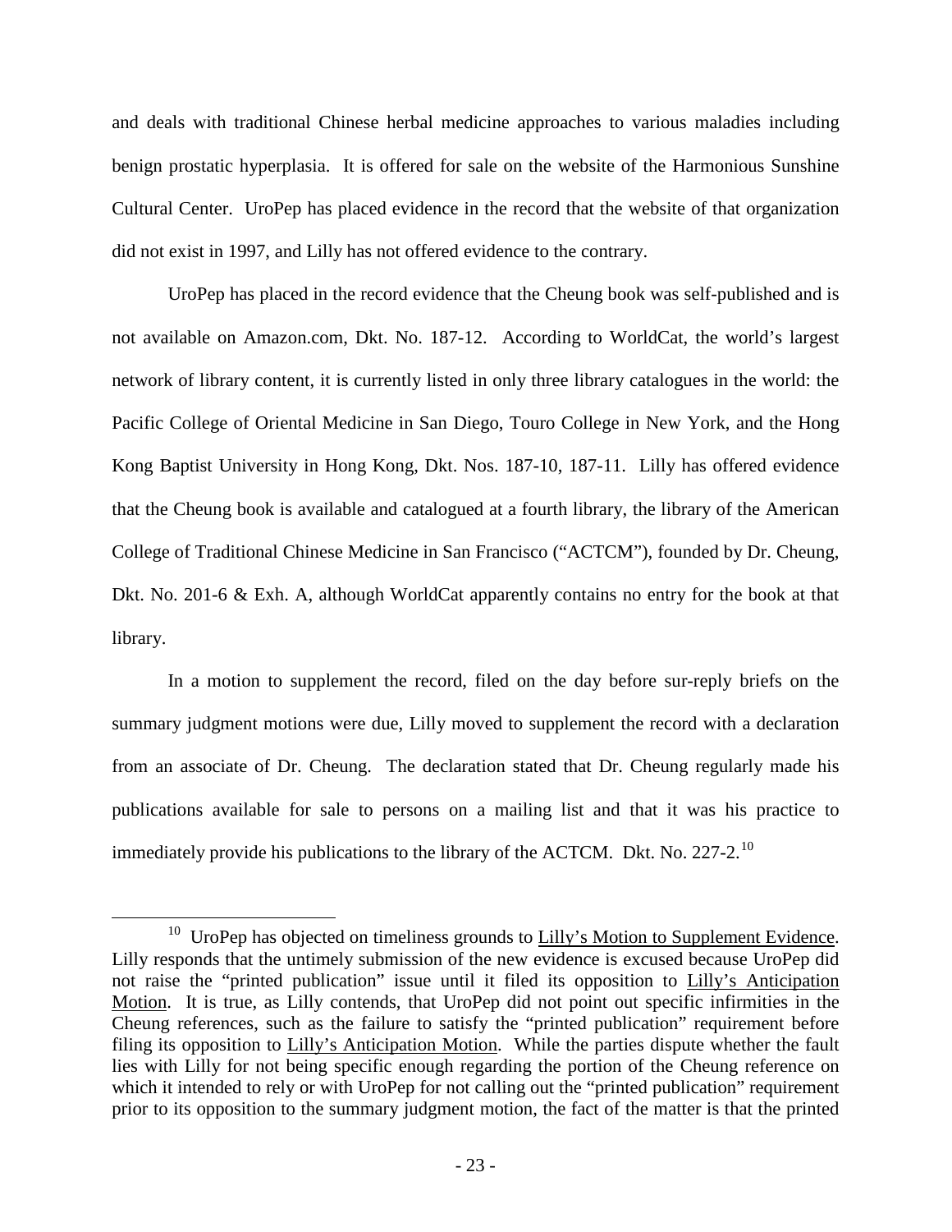and deals with traditional Chinese herbal medicine approaches to various maladies including benign prostatic hyperplasia. It is offered for sale on the website of the Harmonious Sunshine Cultural Center. UroPep has placed evidence in the record that the website of that organization did not exist in 1997, and Lilly has not offered evidence to the contrary.

UroPep has placed in the record evidence that the Cheung book was self-published and is not available on Amazon.com, Dkt. No. 187-12. According to WorldCat, the world's largest network of library content, it is currently listed in only three library catalogues in the world: the Pacific College of Oriental Medicine in San Diego, Touro College in New York, and the Hong Kong Baptist University in Hong Kong, Dkt. Nos. 187-10, 187-11. Lilly has offered evidence that the Cheung book is available and catalogued at a fourth library, the library of the American College of Traditional Chinese Medicine in San Francisco ("ACTCM"), founded by Dr. Cheung, Dkt. No. 201-6 & Exh. A, although WorldCat apparently contains no entry for the book at that library.

In a motion to supplement the record, filed on the day before sur-reply briefs on the summary judgment motions were due, Lilly moved to supplement the record with a declaration from an associate of Dr. Cheung. The declaration stated that Dr. Cheung regularly made his publications available for sale to persons on a mailing list and that it was his practice to immediately provide his publications to the library of the ACTCM. Dkt. No. 227-2.[10]

[10] UroPep has objected on timeliness grounds to Lilly's Motion to Supplement Evidence. Lilly responds that the untimely submission of the new evidence is excused because UroPep did not raise the "printed publication" issue until it filed its opposition to Lilly's Anticipation Motion. It is true, as Lilly contends, that UroPep did not point out specific infirmities in the Cheung references, such as the failure to satisfy the "printed publication" requirement before filing its opposition to Lilly's Anticipation Motion. While the parties dispute whether the fault lies with Lilly for not being specific enough regarding the portion of the Cheung reference on which it intended to rely or with UroPep for not calling out the "printed publication" requirement prior to its opposition to the summary judgment motion, the fact of the matter is that the printed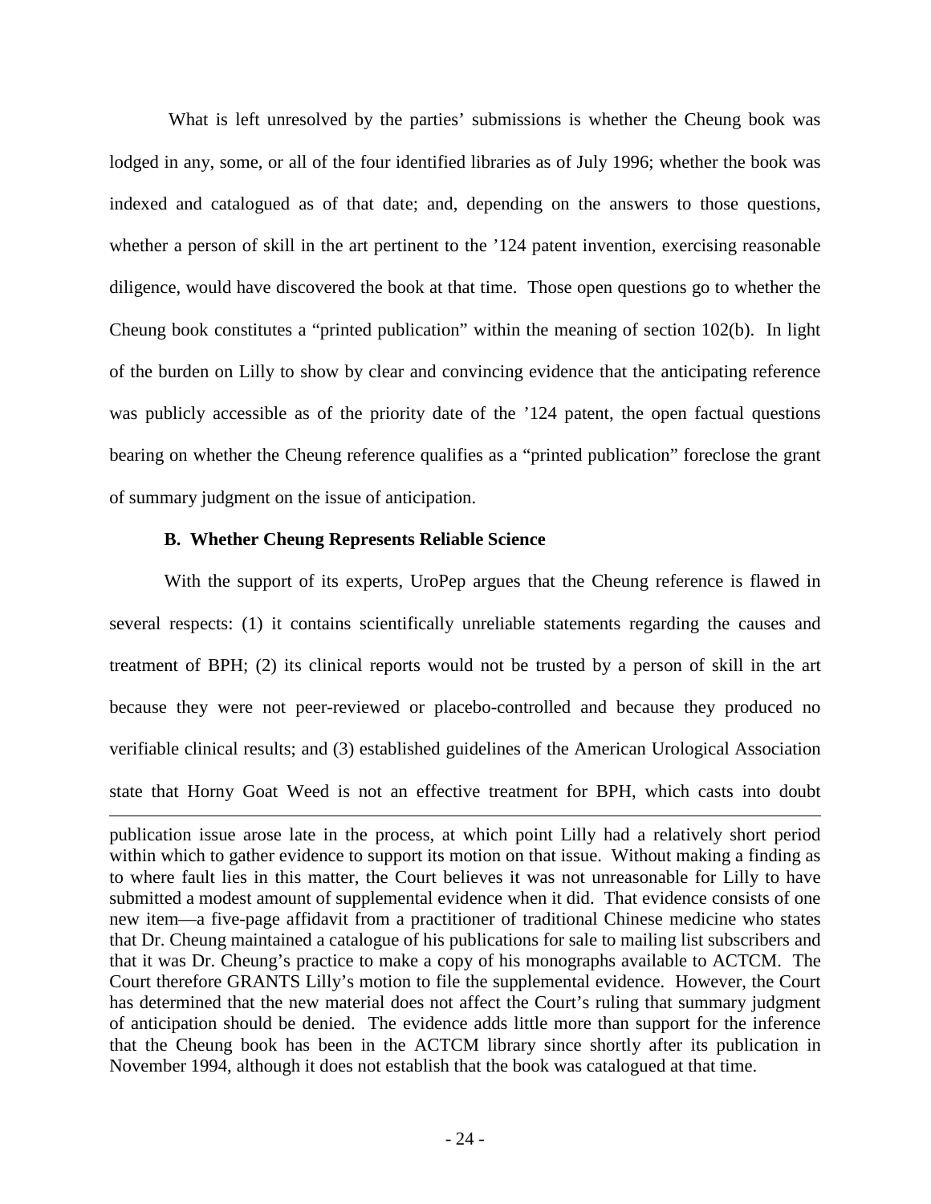What is left unresolved by the parties' submissions is whether the Cheung book was lodged in any, some, or all of the four identified libraries as of July 1996; whether the book was indexed and catalogued as of that date; and, depending on the answers to those questions, whether a person of skill in the art pertinent to the '124 patent invention, exercising reasonable diligence, would have discovered the book at that time. Those open questions go to whether the Cheung book constitutes a "printed publication" within the meaning of section 102(b). In light of the burden on Lilly to show by clear and convincing evidence that the anticipating reference was publicly accessible as of the priority date of the '124 patent, the open factual questions bearing on whether the Cheung reference qualifies as a "printed publication" foreclose the grant of summary judgment on the issue of anticipation.

### B. Whether Cheung Represents Reliable Science

With the support of its experts, UroPep argues that the Cheung reference is flawed in several respects: (1) it contains scientifically unreliable statements regarding the causes and treatment of BPH; (2) its clinical reports would not be trusted by a person of skill in the art because they were not peer-reviewed or placebo-controlled and because they produced no verifiable clinical results; and (3) established guidelines of the American Urological Association state that Horny Goat Weed is not an effective treatment for BPH, which casts into doubt

---

publication issue arose late in the process, at which point Lilly had a relatively short period within which to gather evidence to support its motion on that issue. Without making a finding as to where fault lies in this matter, the Court believes it was not unreasonable for Lilly to have submitted a modest amount of supplemental evidence when it did. That evidence consists of one new item—a five-page affidavit from a practitioner of traditional Chinese medicine who states that Dr. Cheung maintained a catalogue of his publications for sale to mailing list subscribers and that it was Dr. Cheung's practice to make a copy of his monographs available to ACTCM. The Court therefore GRANTS Lilly's motion to file the supplemental evidence. However, the Court has determined that the new material does not affect the Court's ruling that summary judgment of anticipation should be denied. The evidence adds little more than support for the inference that the Cheung book has been in the ACTCM library since shortly after its publication in November 1994, although it does not establish that the book was catalogued at that time.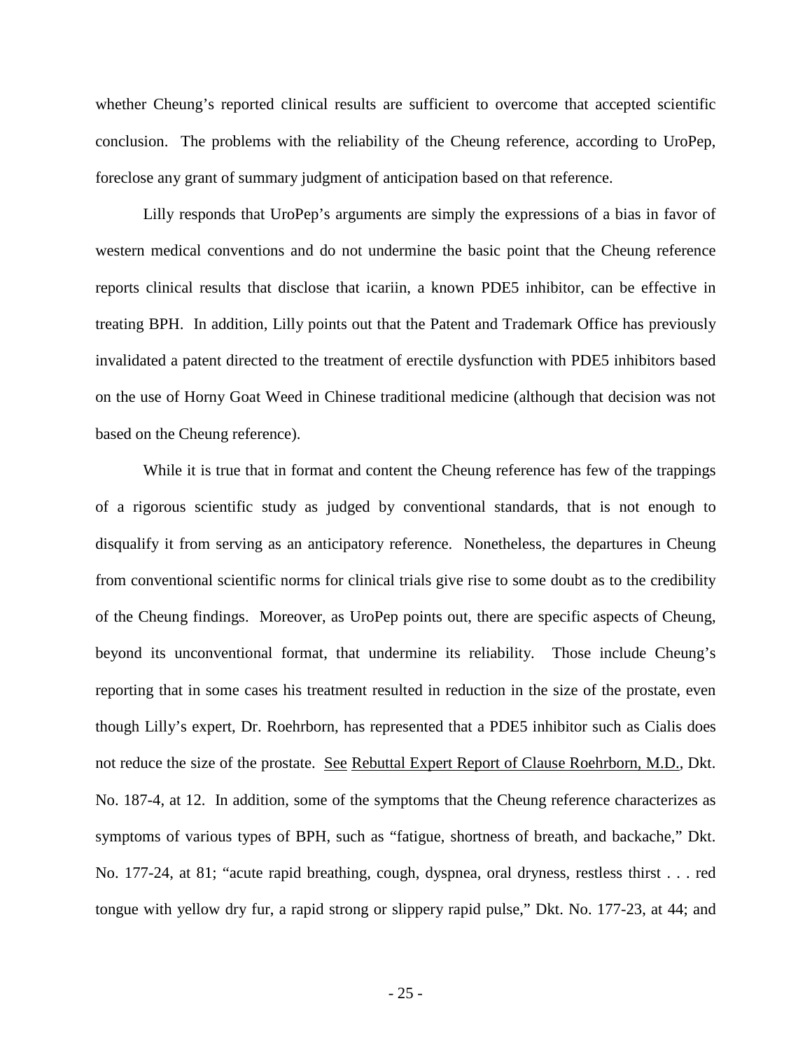whether Cheung's reported clinical results are sufficient to overcome that accepted scientific conclusion. The problems with the reliability of the Cheung reference, according to UroPep, foreclose any grant of summary judgment of anticipation based on that reference.

Lilly responds that UroPep's arguments are simply the expressions of a bias in favor of western medical conventions and do not undermine the basic point that the Cheung reference reports clinical results that disclose that icariin, a known PDE5 inhibitor, can be effective in treating BPH. In addition, Lilly points out that the Patent and Trademark Office has previously invalidated a patent directed to the treatment of erectile dysfunction with PDE5 inhibitors based on the use of Horny Goat Weed in Chinese traditional medicine (although that decision was not based on the Cheung reference).

While it is true that in format and content the Cheung reference has few of the trappings of a rigorous scientific study as judged by conventional standards, that is not enough to disqualify it from serving as an anticipatory reference. Nonetheless, the departures in Cheung from conventional scientific norms for clinical trials give rise to some doubt as to the credibility of the Cheung findings. Moreover, as UroPep points out, there are specific aspects of Cheung, beyond its unconventional format, that undermine its reliability. Those include Cheung's reporting that in some cases his treatment resulted in reduction in the size of the prostate, even though Lilly's expert, Dr. Roehrborn, has represented that a PDE5 inhibitor such as Cialis does not reduce the size of the prostate. See Rebuttal Expert Report of Clause Roehrborn, M.D., Dkt. No. 187-4, at 12. In addition, some of the symptoms that the Cheung reference characterizes as symptoms of various types of BPH, such as "fatigue, shortness of breath, and backache," Dkt. No. 177-24, at 81; "acute rapid breathing, cough, dyspnea, oral dryness, restless thirst . . . red tongue with yellow dry fur, a rapid strong or slippery rapid pulse," Dkt. No. 177-23, at 44; and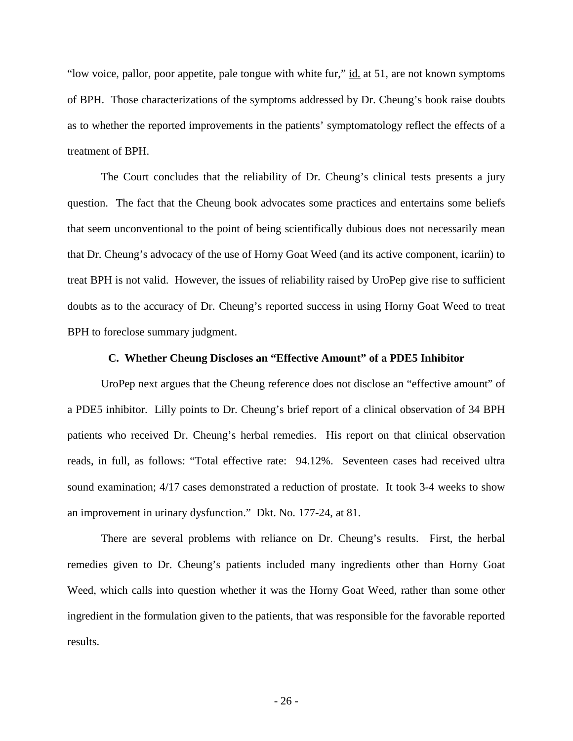"low voice, pallor, poor appetite, pale tongue with white fur," id. at 51, are not known symptoms of BPH. Those characterizations of the symptoms addressed by Dr. Cheung's book raise doubts as to whether the reported improvements in the patients' symptomatology reflect the effects of a treatment of BPH.

The Court concludes that the reliability of Dr. Cheung's clinical tests presents a jury question. The fact that the Cheung book advocates some practices and entertains some beliefs that seem unconventional to the point of being scientifically dubious does not necessarily mean that Dr. Cheung's advocacy of the use of Horny Goat Weed (and its active component, icariin) to treat BPH is not valid. However, the issues of reliability raised by UroPep give rise to sufficient doubts as to the accuracy of Dr. Cheung's reported success in using Horny Goat Weed to treat BPH to foreclose summary judgment.

### C. Whether Cheung Discloses an "Effective Amount" of a PDE5 Inhibitor

UroPep next argues that the Cheung reference does not disclose an "effective amount" of a PDE5 inhibitor. Lilly points to Dr. Cheung's brief report of a clinical observation of 34 BPH patients who received Dr. Cheung's herbal remedies. His report on that clinical observation reads, in full, as follows: "Total effective rate: 94.12%. Seventeen cases had received ultra sound examination; 4/17 cases demonstrated a reduction of prostate. It took 3-4 weeks to show an improvement in urinary dysfunction." Dkt. No. 177-24, at 81.

There are several problems with reliance on Dr. Cheung's results. First, the herbal remedies given to Dr. Cheung's patients included many ingredients other than Horny Goat Weed, which calls into question whether it was the Horny Goat Weed, rather than some other ingredient in the formulation given to the patients, that was responsible for the favorable reported results.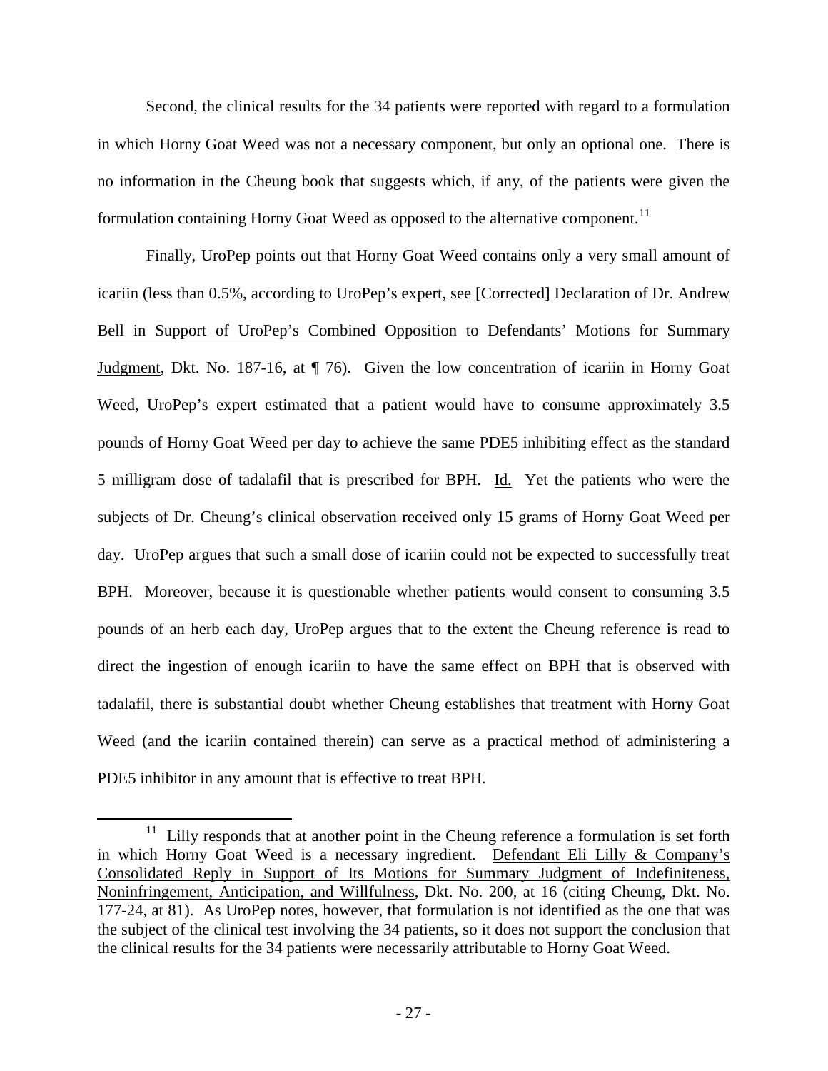Second, the clinical results for the 34 patients were reported with regard to a formulation in which Horny Goat Weed was not a necessary component, but only an optional one. There is no information in the Cheung book that suggests which, if any, of the patients were given the formulation containing Horny Goat Weed as opposed to the alternative component.[11]

Finally, UroPep points out that Horny Goat Weed contains only a very small amount of icariin (less than 0.5%, according to UroPep's expert, see [Corrected] Declaration of Dr. Andrew Bell in Support of UroPep's Combined Opposition to Defendants' Motions for Summary Judgment, Dkt. No. 187-16, at ¶ 76). Given the low concentration of icariin in Horny Goat Weed, UroPep's expert estimated that a patient would have to consume approximately 3.5 pounds of Horny Goat Weed per day to achieve the same PDE5 inhibiting effect as the standard 5 milligram dose of tadalafil that is prescribed for BPH. Id. Yet the patients who were the subjects of Dr. Cheung's clinical observation received only 15 grams of Horny Goat Weed per day. UroPep argues that such a small dose of icariin could not be expected to successfully treat BPH. Moreover, because it is questionable whether patients would consent to consuming 3.5 pounds of an herb each day, UroPep argues that to the extent the Cheung reference is read to direct the ingestion of enough icariin to have the same effect on BPH that is observed with tadalafil, there is substantial doubt whether Cheung establishes that treatment with Horny Goat Weed (and the icariin contained therein) can serve as a practical method of administering a PDE5 inhibitor in any amount that is effective to treat BPH.

[11] Lilly responds that at another point in the Cheung reference a formulation is set forth in which Horny Goat Weed is a necessary ingredient. Defendant Eli Lilly & Company's Consolidated Reply in Support of Its Motions for Summary Judgment of Indefiniteness, Noninfringement, Anticipation, and Willfulness, Dkt. No. 200, at 16 (citing Cheung, Dkt. No. 177-24, at 81). As UroPep notes, however, that formulation is not identified as the one that was the subject of the clinical test involving the 34 patients, so it does not support the conclusion that the clinical results for the 34 patients were necessarily attributable to Horny Goat Weed.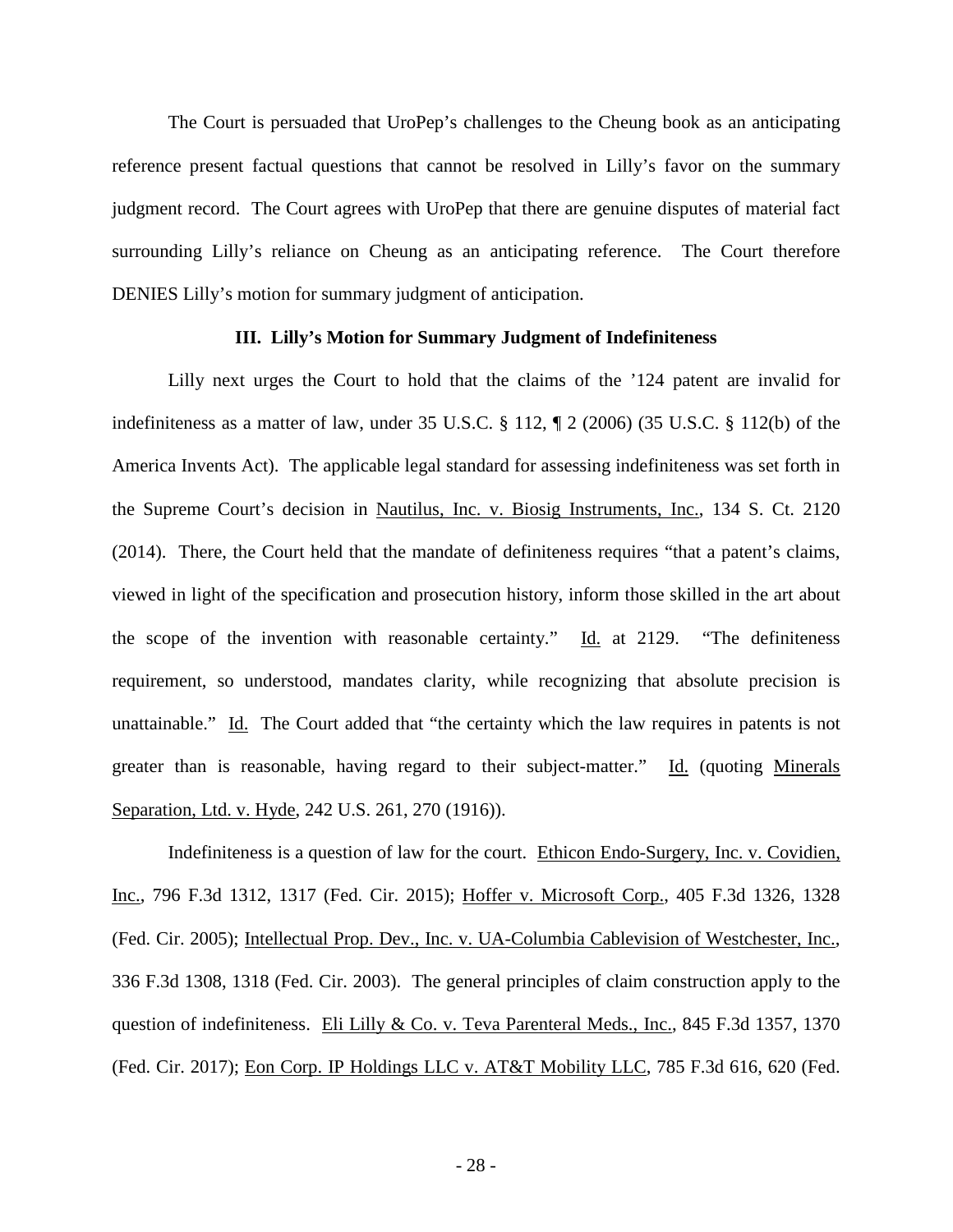The Court is persuaded that UroPep's challenges to the Cheung book as an anticipating reference present factual questions that cannot be resolved in Lilly's favor on the summary judgment record. The Court agrees with UroPep that there are genuine disputes of material fact surrounding Lilly's reliance on Cheung as an anticipating reference. The Court therefore DENIES Lilly's motion for summary judgment of anticipation.

### III. Lilly's Motion for Summary Judgment of Indefiniteness

Lilly next urges the Court to hold that the claims of the '124 patent are invalid for indefiniteness as a matter of law, under 35 U.S.C. § 112, ¶ 2 (2006) (35 U.S.C. § 112(b) of the America Invents Act). The applicable legal standard for assessing indefiniteness was set forth in the Supreme Court's decision in Nautilus, Inc. v. Biosig Instruments, Inc., 134 S. Ct. 2120 (2014). There, the Court held that the mandate of definiteness requires "that a patent's claims, viewed in light of the specification and prosecution history, inform those skilled in the art about the scope of the invention with reasonable certainty." Id. at 2129. "The definiteness requirement, so understood, mandates clarity, while recognizing that absolute precision is unattainable." Id. The Court added that "the certainty which the law requires in patents is not greater than is reasonable, having regard to their subject-matter." Id. (quoting Minerals Separation, Ltd. v. Hyde, 242 U.S. 261, 270 (1916)).

Indefiniteness is a question of law for the court. Ethicon Endo-Surgery, Inc. v. Covidien, Inc., 796 F.3d 1312, 1317 (Fed. Cir. 2015); Hoffer v. Microsoft Corp., 405 F.3d 1326, 1328 (Fed. Cir. 2005); Intellectual Prop. Dev., Inc. v. UA-Columbia Cablevision of Westchester, Inc., 336 F.3d 1308, 1318 (Fed. Cir. 2003). The general principles of claim construction apply to the question of indefiniteness. Eli Lilly & Co. v. Teva Parenteral Meds., Inc., 845 F.3d 1357, 1370 (Fed. Cir. 2017); Eon Corp. IP Holdings LLC v. AT&T Mobility LLC, 785 F.3d 616, 620 (Fed.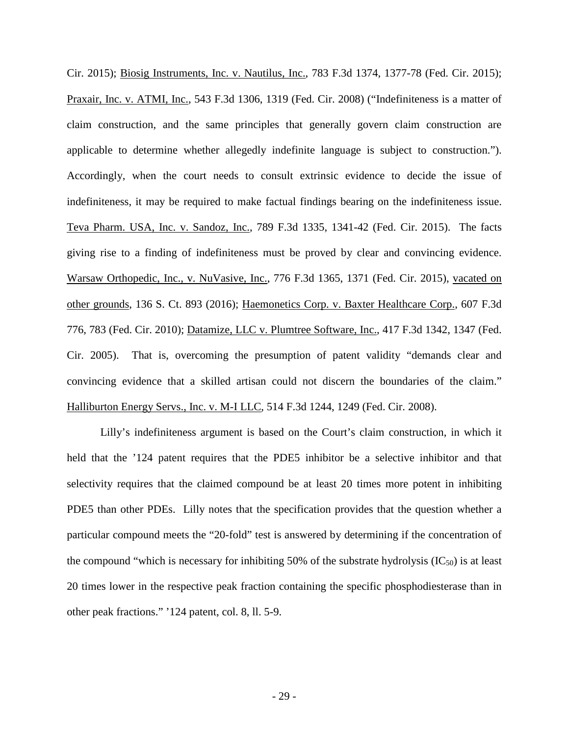Cir. 2015); Biosig Instruments, Inc. v. Nautilus, Inc., 783 F.3d 1374, 1377-78 (Fed. Cir. 2015); Praxair, Inc. v. ATMI, Inc., 543 F.3d 1306, 1319 (Fed. Cir. 2008) ("Indefiniteness is a matter of claim construction, and the same principles that generally govern claim construction are applicable to determine whether allegedly indefinite language is subject to construction."). Accordingly, when the court needs to consult extrinsic evidence to decide the issue of indefiniteness, it may be required to make factual findings bearing on the indefiniteness issue. Teva Pharm. USA, Inc. v. Sandoz, Inc., 789 F.3d 1335, 1341-42 (Fed. Cir. 2015). The facts giving rise to a finding of indefiniteness must be proved by clear and convincing evidence. Warsaw Orthopedic, Inc., v. NuVasive, Inc., 776 F.3d 1365, 1371 (Fed. Cir. 2015), vacated on other grounds, 136 S. Ct. 893 (2016); Haemonetics Corp. v. Baxter Healthcare Corp., 607 F.3d 776, 783 (Fed. Cir. 2010); Datamize, LLC v. Plumtree Software, Inc., 417 F.3d 1342, 1347 (Fed. Cir. 2005). That is, overcoming the presumption of patent validity "demands clear and convincing evidence that a skilled artisan could not discern the boundaries of the claim." Halliburton Energy Servs., Inc. v. M-I LLC, 514 F.3d 1244, 1249 (Fed. Cir. 2008).

Lilly's indefiniteness argument is based on the Court's claim construction, in which it held that the '124 patent requires that the PDE5 inhibitor be a selective inhibitor and that selectivity requires that the claimed compound be at least 20 times more potent in inhibiting PDE5 than other PDEs. Lilly notes that the specification provides that the question whether a particular compound meets the "20-fold" test is answered by determining if the concentration of the compound "which is necessary for inhibiting 50% of the substrate hydrolysis ($IC_{50}$) is at least 20 times lower in the respective peak fraction containing the specific phosphodiesterase than in other peak fractions." '124 patent, col. 8, ll. 5-9.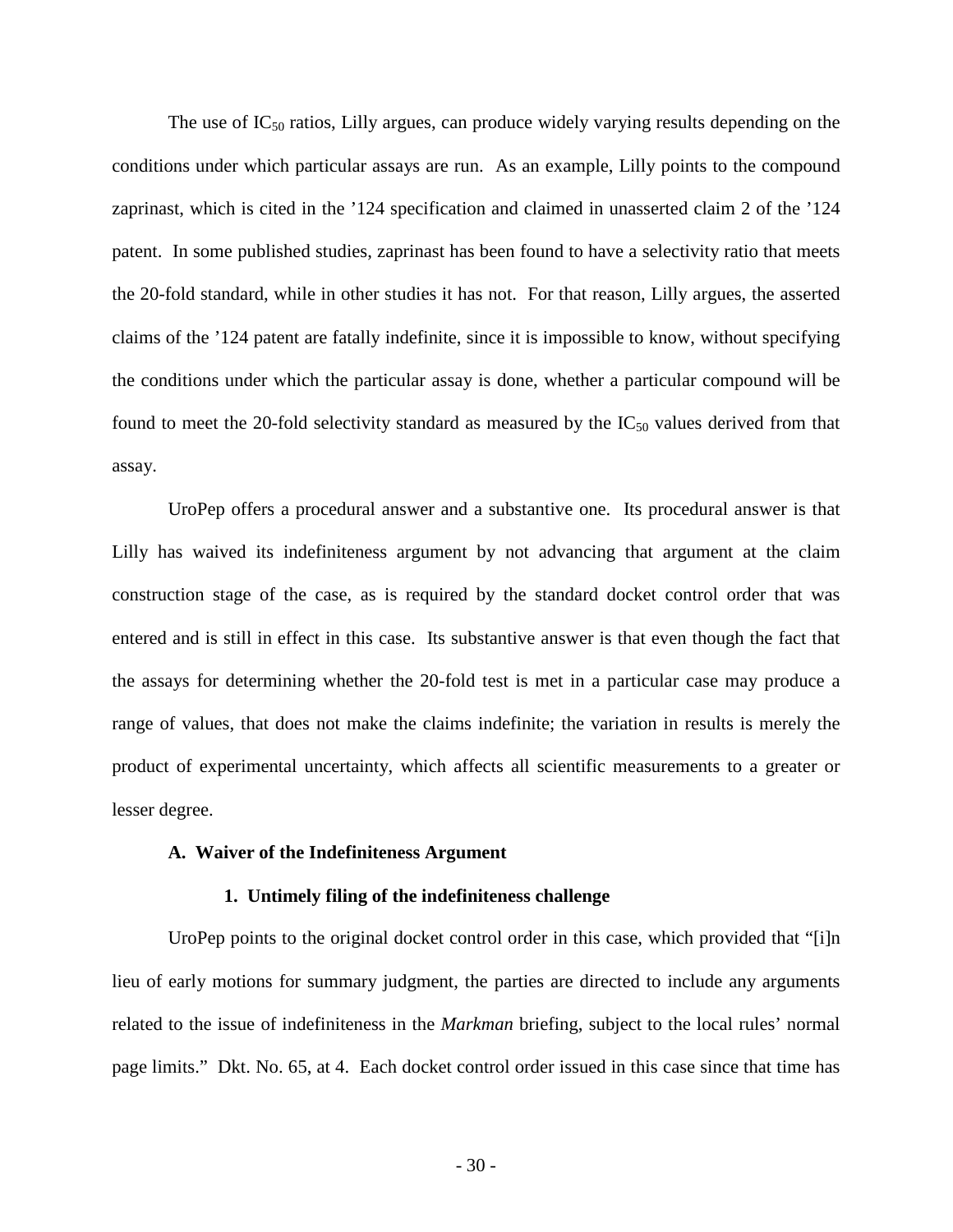The use of $IC_{50}$ ratios, Lilly argues, can produce widely varying results depending on the conditions under which particular assays are run. As an example, Lilly points to the compound zaprinast, which is cited in the '124 specification and claimed in unasserted claim 2 of the '124 patent. In some published studies, zaprinast has been found to have a selectivity ratio that meets the 20-fold standard, while in other studies it has not. For that reason, Lilly argues, the asserted claims of the '124 patent are fatally indefinite, since it is impossible to know, without specifying the conditions under which the particular assay is done, whether a particular compound will be found to meet the 20-fold selectivity standard as measured by the $IC_{50}$ values derived from that assay.

UroPep offers a procedural answer and a substantive one. Its procedural answer is that Lilly has waived its indefiniteness argument by not advancing that argument at the claim construction stage of the case, as is required by the standard docket control order that was entered and is still in effect in this case. Its substantive answer is that even though the fact that the assays for determining whether the 20-fold test is met in a particular case may produce a range of values, that does not make the claims indefinite; the variation in results is merely the product of experimental uncertainty, which affects all scientific measurements to a greater or lesser degree.

### A. Waiver of the Indefiniteness Argument

#### 1. Untimely filing of the indefiniteness challenge

UroPep points to the original docket control order in this case, which provided that "[i]n lieu of early motions for summary judgment, the parties are directed to include any arguments related to the issue of indefiniteness in the *Markman* briefing, subject to the local rules' normal page limits." Dkt. No. 65, at 4. Each docket control order issued in this case since that time has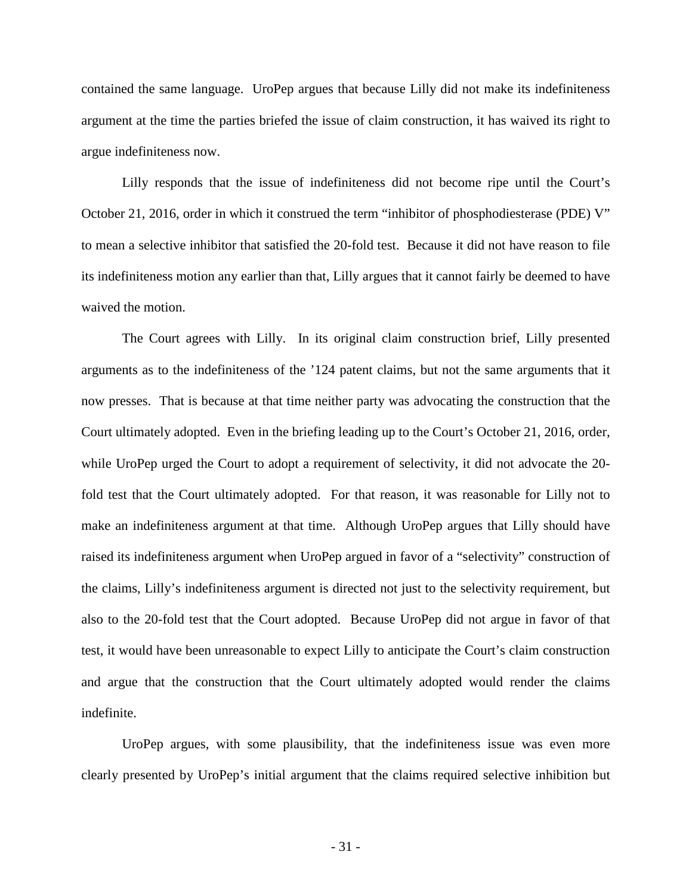contained the same language. UroPep argues that because Lilly did not make its indefiniteness argument at the time the parties briefed the issue of claim construction, it has waived its right to argue indefiniteness now.

Lilly responds that the issue of indefiniteness did not become ripe until the Court's October 21, 2016, order in which it construed the term "inhibitor of phosphodiesterase (PDE) V" to mean a selective inhibitor that satisfied the 20-fold test. Because it did not have reason to file its indefiniteness motion any earlier than that, Lilly argues that it cannot fairly be deemed to have waived the motion.

The Court agrees with Lilly. In its original claim construction brief, Lilly presented arguments as to the indefiniteness of the '124 patent claims, but not the same arguments that it now presses. That is because at that time neither party was advocating the construction that the Court ultimately adopted. Even in the briefing leading up to the Court's October 21, 2016, order, while UroPep urged the Court to adopt a requirement of selectivity, it did not advocate the 20-fold test that the Court ultimately adopted. For that reason, it was reasonable for Lilly not to make an indefiniteness argument at that time. Although UroPep argues that Lilly should have raised its indefiniteness argument when UroPep argued in favor of a "selectivity" construction of the claims, Lilly's indefiniteness argument is directed not just to the selectivity requirement, but also to the 20-fold test that the Court adopted. Because UroPep did not argue in favor of that test, it would have been unreasonable to expect Lilly to anticipate the Court's claim construction and argue that the construction that the Court ultimately adopted would render the claims indefinite.

UroPep argues, with some plausibility, that the indefiniteness issue was even more clearly presented by UroPep's initial argument that the claims required selective inhibition but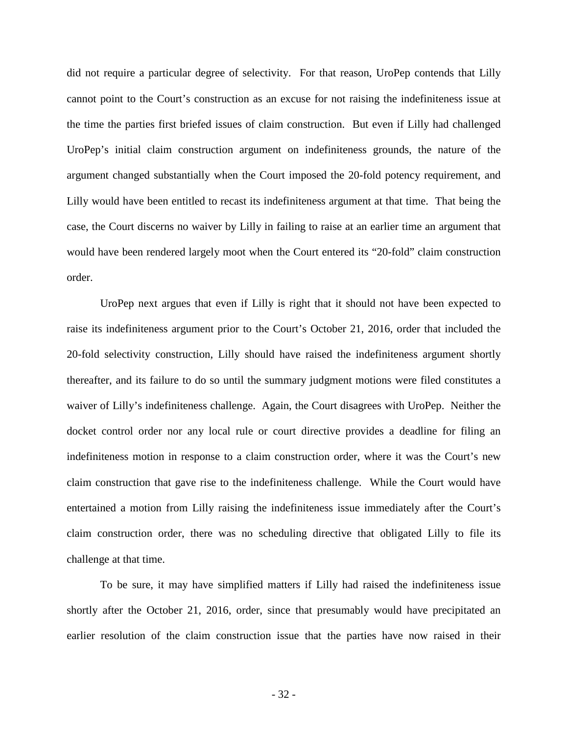did not require a particular degree of selectivity. For that reason, UroPep contends that Lilly cannot point to the Court's construction as an excuse for not raising the indefiniteness issue at the time the parties first briefed issues of claim construction. But even if Lilly had challenged UroPep's initial claim construction argument on indefiniteness grounds, the nature of the argument changed substantially when the Court imposed the 20-fold potency requirement, and Lilly would have been entitled to recast its indefiniteness argument at that time. That being the case, the Court discerns no waiver by Lilly in failing to raise at an earlier time an argument that would have been rendered largely moot when the Court entered its "20-fold" claim construction order.

UroPep next argues that even if Lilly is right that it should not have been expected to raise its indefiniteness argument prior to the Court's October 21, 2016, order that included the 20-fold selectivity construction, Lilly should have raised the indefiniteness argument shortly thereafter, and its failure to do so until the summary judgment motions were filed constitutes a waiver of Lilly's indefiniteness challenge. Again, the Court disagrees with UroPep. Neither the docket control order nor any local rule or court directive provides a deadline for filing an indefiniteness motion in response to a claim construction order, where it was the Court's new claim construction that gave rise to the indefiniteness challenge. While the Court would have entertained a motion from Lilly raising the indefiniteness issue immediately after the Court's claim construction order, there was no scheduling directive that obligated Lilly to file its challenge at that time.

To be sure, it may have simplified matters if Lilly had raised the indefiniteness issue shortly after the October 21, 2016, order, since that presumably would have precipitated an earlier resolution of the claim construction issue that the parties have now raised in their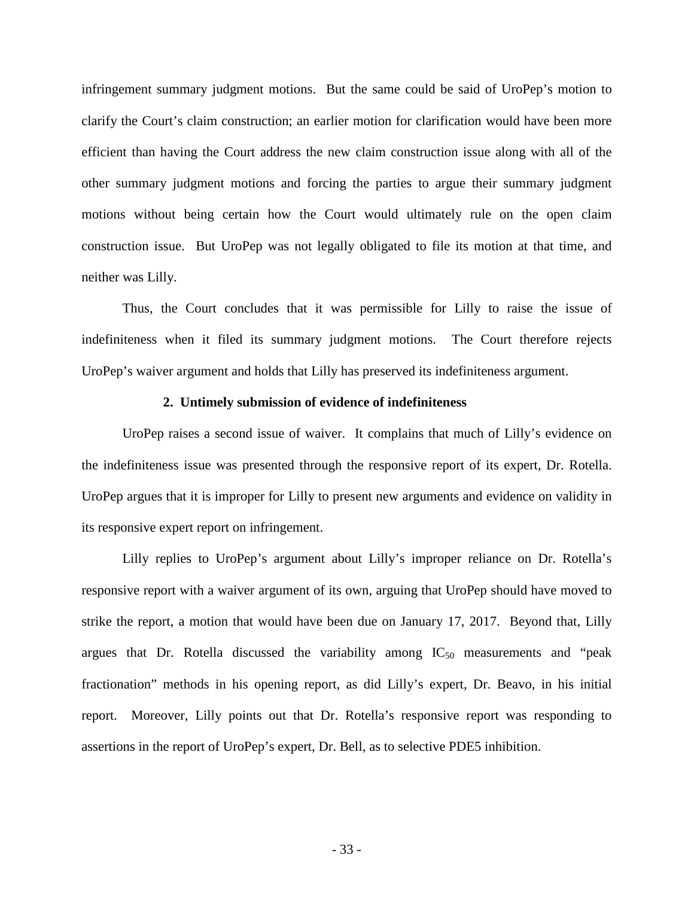infringement summary judgment motions. But the same could be said of UroPep's motion to clarify the Court's claim construction; an earlier motion for clarification would have been more efficient than having the Court address the new claim construction issue along with all of the other summary judgment motions and forcing the parties to argue their summary judgment motions without being certain how the Court would ultimately rule on the open claim construction issue. But UroPep was not legally obligated to file its motion at that time, and neither was Lilly.

Thus, the Court concludes that it was permissible for Lilly to raise the issue of indefiniteness when it filed its summary judgment motions. The Court therefore rejects UroPep's waiver argument and holds that Lilly has preserved its indefiniteness argument.

**2. Untimely submission of evidence of indefiniteness**

UroPep raises a second issue of waiver. It complains that much of Lilly's evidence on the indefiniteness issue was presented through the responsive report of its expert, Dr. Rotella. UroPep argues that it is improper for Lilly to present new arguments and evidence on validity in its responsive expert report on infringement.

Lilly replies to UroPep's argument about Lilly's improper reliance on Dr. Rotella's responsive report with a waiver argument of its own, arguing that UroPep should have moved to strike the report, a motion that would have been due on January 17, 2017. Beyond that, Lilly argues that Dr. Rotella discussed the variability among $IC_{50}$ measurements and "peak fractionation" methods in his opening report, as did Lilly's expert, Dr. Beavo, in his initial report. Moreover, Lilly points out that Dr. Rotella's responsive report was responding to assertions in the report of UroPep's expert, Dr. Bell, as to selective PDE5 inhibition.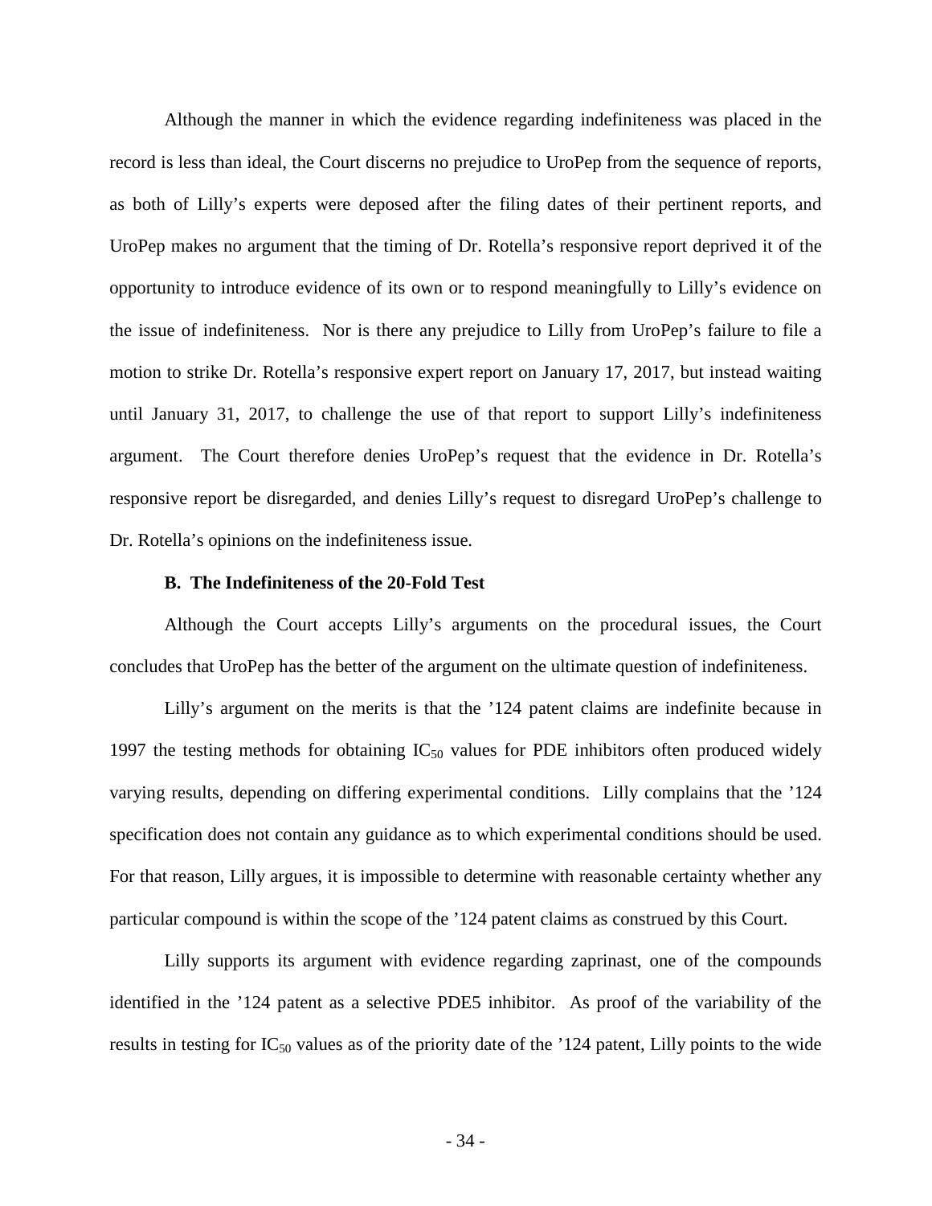Although the manner in which the evidence regarding indefiniteness was placed in the record is less than ideal, the Court discerns no prejudice to UroPep from the sequence of reports, as both of Lilly's experts were deposed after the filing dates of their pertinent reports, and UroPep makes no argument that the timing of Dr. Rotella's responsive report deprived it of the opportunity to introduce evidence of its own or to respond meaningfully to Lilly's evidence on the issue of indefiniteness. Nor is there any prejudice to Lilly from UroPep's failure to file a motion to strike Dr. Rotella's responsive expert report on January 17, 2017, but instead waiting until January 31, 2017, to challenge the use of that report to support Lilly's indefiniteness argument. The Court therefore denies UroPep's request that the evidence in Dr. Rotella's responsive report be disregarded, and denies Lilly's request to disregard UroPep's challenge to Dr. Rotella's opinions on the indefiniteness issue.

**B. The Indefiniteness of the 20-Fold Test**

Although the Court accepts Lilly's arguments on the procedural issues, the Court concludes that UroPep has the better of the argument on the ultimate question of indefiniteness.

Lilly's argument on the merits is that the '124 patent claims are indefinite because in 1997 the testing methods for obtaining $IC_{50}$ values for PDE inhibitors often produced widely varying results, depending on differing experimental conditions. Lilly complains that the '124 specification does not contain any guidance as to which experimental conditions should be used. For that reason, Lilly argues, it is impossible to determine with reasonable certainty whether any particular compound is within the scope of the '124 patent claims as construed by this Court.

Lilly supports its argument with evidence regarding zaprinast, one of the compounds identified in the '124 patent as a selective PDE5 inhibitor. As proof of the variability of the results in testing for $IC_{50}$ values as of the priority date of the '124 patent, Lilly points to the wide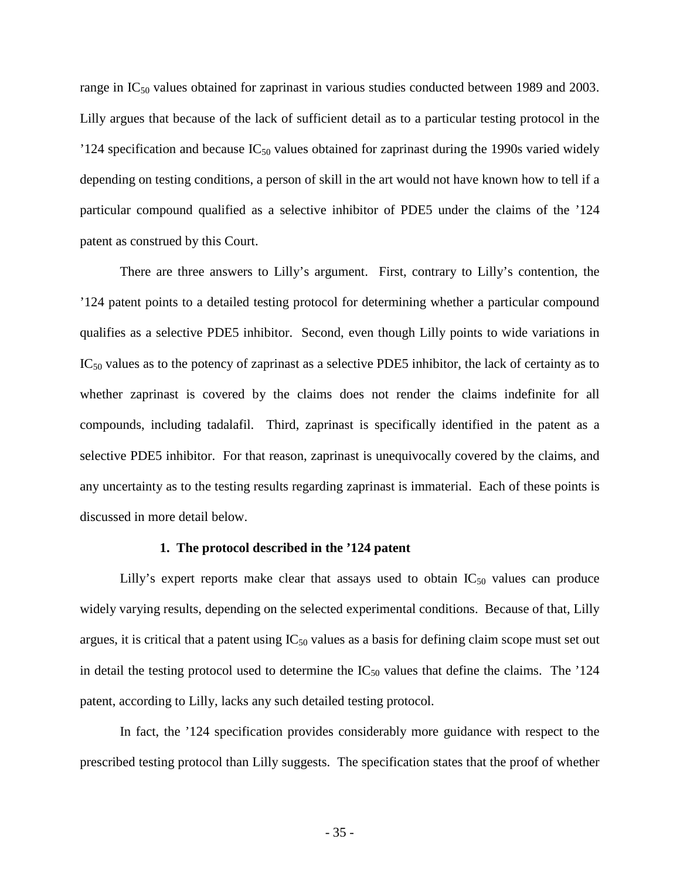range in $IC_{50}$ values obtained for zaprinast in various studies conducted between 1989 and 2003. Lilly argues that because of the lack of sufficient detail as to a particular testing protocol in the '124 specification and because $IC_{50}$ values obtained for zaprinast during the 1990s varied widely depending on testing conditions, a person of skill in the art would not have known how to tell if a particular compound qualified as a selective inhibitor of PDE5 under the claims of the '124 patent as construed by this Court.

There are three answers to Lilly's argument. First, contrary to Lilly's contention, the '124 patent points to a detailed testing protocol for determining whether a particular compound qualifies as a selective PDE5 inhibitor. Second, even though Lilly points to wide variations in $IC_{50}$ values as to the potency of zaprinast as a selective PDE5 inhibitor, the lack of certainty as to whether zaprinast is covered by the claims does not render the claims indefinite for all compounds, including tadalafil. Third, zaprinast is specifically identified in the patent as a selective PDE5 inhibitor. For that reason, zaprinast is unequivocally covered by the claims, and any uncertainty as to the testing results regarding zaprinast is immaterial. Each of these points is discussed in more detail below.

#### 1. The protocol described in the '124 patent

Lilly's expert reports make clear that assays used to obtain $IC_{50}$ values can produce widely varying results, depending on the selected experimental conditions. Because of that, Lilly argues, it is critical that a patent using $IC_{50}$ values as a basis for defining claim scope must set out in detail the testing protocol used to determine the $IC_{50}$ values that define the claims. The '124 patent, according to Lilly, lacks any such detailed testing protocol.

In fact, the '124 specification provides considerably more guidance with respect to the prescribed testing protocol than Lilly suggests. The specification states that the proof of whether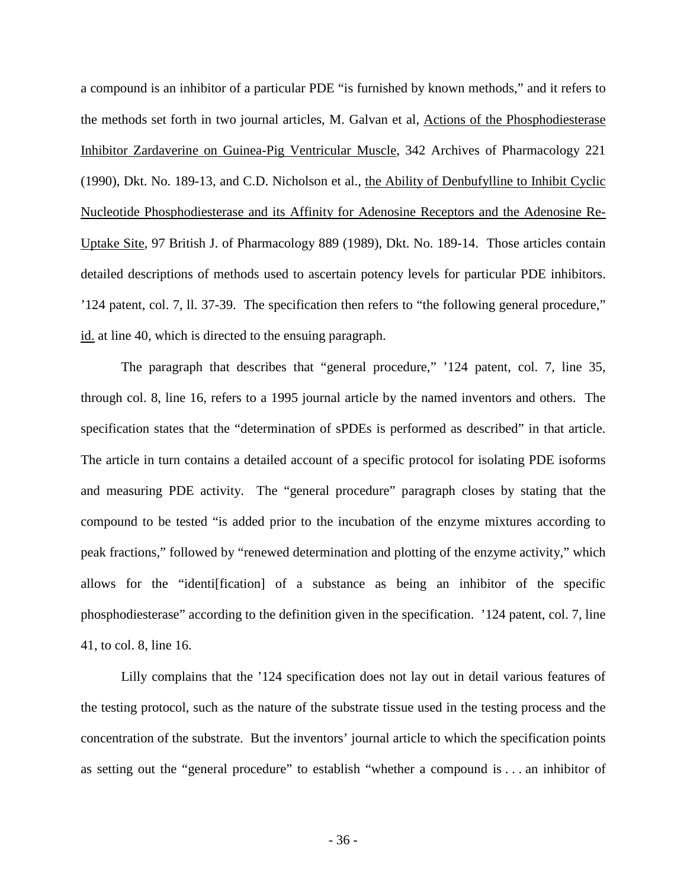a compound is an inhibitor of a particular PDE "is furnished by known methods," and it refers to the methods set forth in two journal articles, M. Galvan et al, Actions of the Phosphodiesterase Inhibitor Zardaverine on Guinea-Pig Ventricular Muscle, 342 Archives of Pharmacology 221 (1990), Dkt. No. 189-13, and C.D. Nicholson et al., the Ability of Denbufylline to Inhibit Cyclic Nucleotide Phosphodiesterase and its Affinity for Adenosine Receptors and the Adenosine Re-Uptake Site, 97 British J. of Pharmacology 889 (1989), Dkt. No. 189-14. Those articles contain detailed descriptions of methods used to ascertain potency levels for particular PDE inhibitors. '124 patent, col. 7, ll. 37-39. The specification then refers to "the following general procedure," id. at line 40, which is directed to the ensuing paragraph.

The paragraph that describes that "general procedure," '124 patent, col. 7, line 35, through col. 8, line 16, refers to a 1995 journal article by the named inventors and others. The specification states that the "determination of sPDEs is performed as described" in that article. The article in turn contains a detailed account of a specific protocol for isolating PDE isoforms and measuring PDE activity. The "general procedure" paragraph closes by stating that the compound to be tested "is added prior to the incubation of the enzyme mixtures according to peak fractions," followed by "renewed determination and plotting of the enzyme activity," which allows for the "identi[fication] of a substance as being an inhibitor of the specific phosphodiesterase" according to the definition given in the specification. '124 patent, col. 7, line 41, to col. 8, line 16.

Lilly complains that the '124 specification does not lay out in detail various features of the testing protocol, such as the nature of the substrate tissue used in the testing process and the concentration of the substrate. But the inventors' journal article to which the specification points as setting out the "general procedure" to establish "whether a compound is . . . an inhibitor of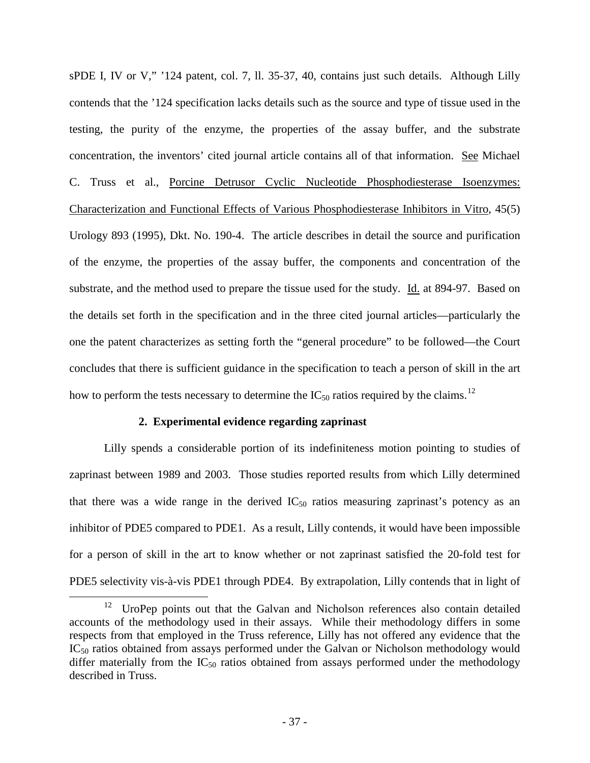sPDE I, IV or V," '124 patent, col. 7, ll. 35-37, 40, contains just such details. Although Lilly contends that the '124 specification lacks details such as the source and type of tissue used in the testing, the purity of the enzyme, the properties of the assay buffer, and the substrate concentration, the inventors' cited journal article contains all of that information. See Michael C. Truss et al., Porcine Detrusor Cyclic Nucleotide Phosphodiesterase Isoenzymes: Characterization and Functional Effects of Various Phosphodiesterase Inhibitors in Vitro, 45(5) Urology 893 (1995), Dkt. No. 190-4. The article describes in detail the source and purification of the enzyme, the properties of the assay buffer, the components and concentration of the substrate, and the method used to prepare the tissue used for the study. Id. at 894-97. Based on the details set forth in the specification and in the three cited journal articles—particularly the one the patent characterizes as setting forth the "general procedure" to be followed—the Court concludes that there is sufficient guidance in the specification to teach a person of skill in the art how to perform the tests necessary to determine the $IC_{50}$ ratios required by the claims.[12]

**2. Experimental evidence regarding zaprinast**

Lilly spends a considerable portion of its indefiniteness motion pointing to studies of zaprinast between 1989 and 2003. Those studies reported results from which Lilly determined that there was a wide range in the derived $IC_{50}$ ratios measuring zaprinast's potency as an inhibitor of PDE5 compared to PDE1. As a result, Lilly contends, it would have been impossible for a person of skill in the art to know whether or not zaprinast satisfied the 20-fold test for PDE5 selectivity vis-à-vis PDE1 through PDE4. By extrapolation, Lilly contends that in light of

[12] UroPep points out that the Galvan and Nicholson references also contain detailed accounts of the methodology used in their assays. While their methodology differs in some respects from that employed in the Truss reference, Lilly has not offered any evidence that the $IC_{50}$ ratios obtained from assays performed under the Galvan or Nicholson methodology would differ materially from the $IC_{50}$ ratios obtained from assays performed under the methodology described in Truss.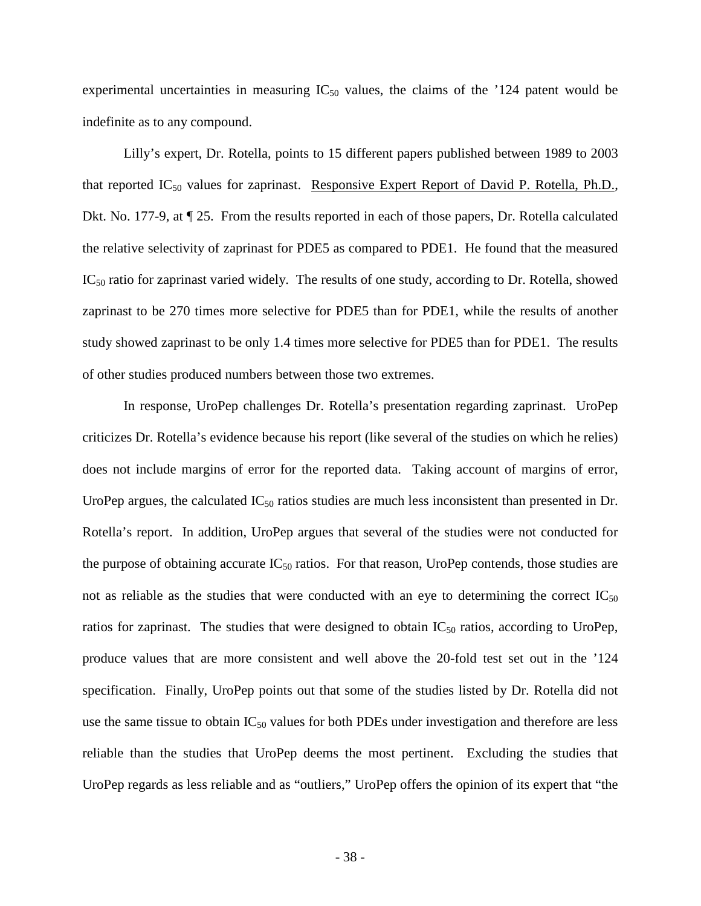experimental uncertainties in measuring $IC_{50}$ values, the claims of the '124 patent would be indefinite as to any compound.

Lilly's expert, Dr. Rotella, points to 15 different papers published between 1989 to 2003 that reported $IC_{50}$ values for zaprinast. Responsive Expert Report of David P. Rotella, Ph.D., Dkt. No. 177-9, at ¶ 25. From the results reported in each of those papers, Dr. Rotella calculated the relative selectivity of zaprinast for PDE5 as compared to PDE1. He found that the measured $IC_{50}$ ratio for zaprinast varied widely. The results of one study, according to Dr. Rotella, showed zaprinast to be 270 times more selective for PDE5 than for PDE1, while the results of another study showed zaprinast to be only 1.4 times more selective for PDE5 than for PDE1. The results of other studies produced numbers between those two extremes.

In response, UroPep challenges Dr. Rotella's presentation regarding zaprinast. UroPep criticizes Dr. Rotella's evidence because his report (like several of the studies on which he relies) does not include margins of error for the reported data. Taking account of margins of error, UroPep argues, the calculated $IC_{50}$ ratios studies are much less inconsistent than presented in Dr. Rotella's report. In addition, UroPep argues that several of the studies were not conducted for the purpose of obtaining accurate $IC_{50}$ ratios. For that reason, UroPep contends, those studies are not as reliable as the studies that were conducted with an eye to determining the correct $IC_{50}$ ratios for zaprinast. The studies that were designed to obtain $IC_{50}$ ratios, according to UroPep, produce values that are more consistent and well above the 20-fold test set out in the '124 specification. Finally, UroPep points out that some of the studies listed by Dr. Rotella did not use the same tissue to obtain $IC_{50}$ values for both PDEs under investigation and therefore are less reliable than the studies that UroPep deems the most pertinent. Excluding the studies that UroPep regards as less reliable and as "outliers," UroPep offers the opinion of its expert that "the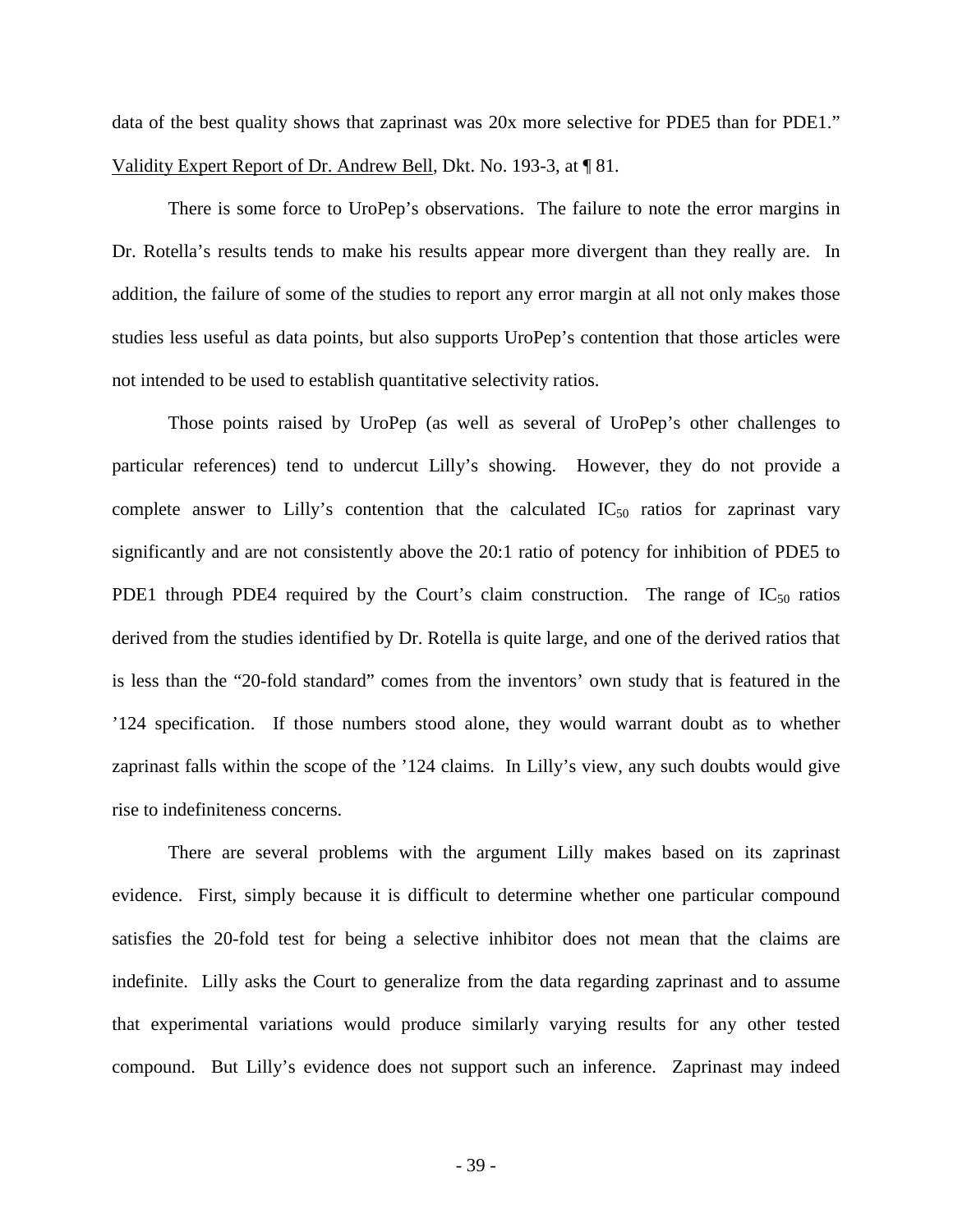data of the best quality shows that zaprinast was 20x more selective for PDE5 than for PDE1." Validity Expert Report of Dr. Andrew Bell, Dkt. No. 193-3, at ¶ 81.

There is some force to UroPep's observations. The failure to note the error margins in Dr. Rotella's results tends to make his results appear more divergent than they really are. In addition, the failure of some of the studies to report any error margin at all not only makes those studies less useful as data points, but also supports UroPep's contention that those articles were not intended to be used to establish quantitative selectivity ratios.

Those points raised by UroPep (as well as several of UroPep's other challenges to particular references) tend to undercut Lilly's showing. However, they do not provide a complete answer to Lilly's contention that the calculated $IC_{50}$ ratios for zaprinast vary significantly and are not consistently above the 20:1 ratio of potency for inhibition of PDE5 to PDE1 through PDE4 required by the Court's claim construction. The range of $IC_{50}$ ratios derived from the studies identified by Dr. Rotella is quite large, and one of the derived ratios that is less than the "20-fold standard" comes from the inventors' own study that is featured in the '124 specification. If those numbers stood alone, they would warrant doubt as to whether zaprinast falls within the scope of the '124 claims. In Lilly's view, any such doubts would give rise to indefiniteness concerns.

There are several problems with the argument Lilly makes based on its zaprinast evidence. First, simply because it is difficult to determine whether one particular compound satisfies the 20-fold test for being a selective inhibitor does not mean that the claims are indefinite. Lilly asks the Court to generalize from the data regarding zaprinast and to assume that experimental variations would produce similarly varying results for any other tested compound. But Lilly's evidence does not support such an inference. Zaprinast may indeed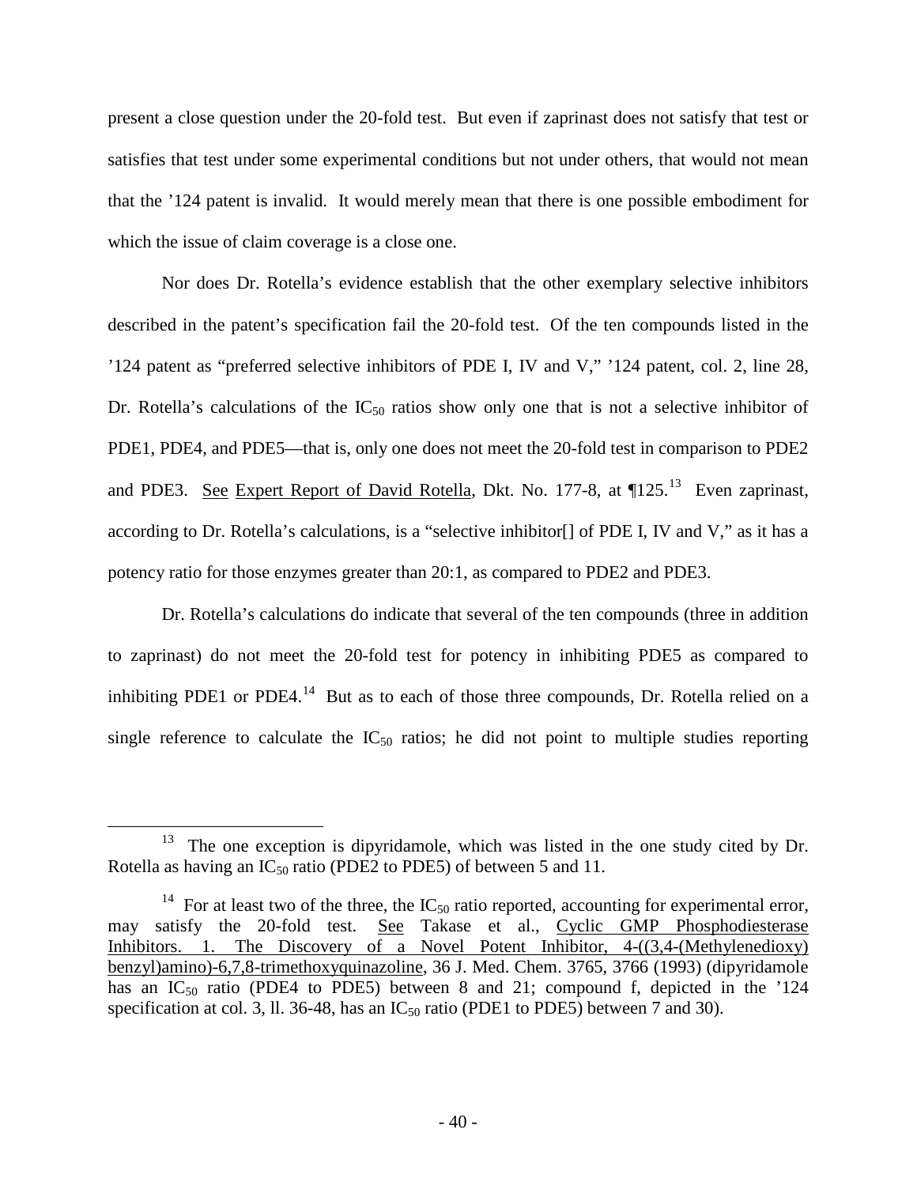present a close question under the 20-fold test. But even if zaprinast does not satisfy that test or satisfies that test under some experimental conditions but not under others, that would not mean that the '124 patent is invalid. It would merely mean that there is one possible embodiment for which the issue of claim coverage is a close one.

Nor does Dr. Rotella's evidence establish that the other exemplary selective inhibitors described in the patent's specification fail the 20-fold test. Of the ten compounds listed in the '124 patent as "preferred selective inhibitors of PDE I, IV and V," '124 patent, col. 2, line 28, Dr. Rotella's calculations of the $IC_{50}$ ratios show only one that is not a selective inhibitor of PDE1, PDE4, and PDE5—that is, only one does not meet the 20-fold test in comparison to PDE2 and PDE3. See Expert Report of David Rotella, Dkt. No. 177-8, at ¶125.[13] Even zaprinast, according to Dr. Rotella's calculations, is a "selective inhibitor[] of PDE I, IV and V," as it has a potency ratio for those enzymes greater than 20:1, as compared to PDE2 and PDE3.

Dr. Rotella's calculations do indicate that several of the ten compounds (three in addition to zaprinast) do not meet the 20-fold test for potency in inhibiting PDE5 as compared to inhibiting PDE1 or PDE4.[14] But as to each of those three compounds, Dr. Rotella relied on a single reference to calculate the $IC_{50}$ ratios; he did not point to multiple studies reporting

---

[13] The one exception is dipyridamole, which was listed in the one study cited by Dr. Rotella as having an $IC_{50}$ ratio (PDE2 to PDE5) of between 5 and 11.

[14] For at least two of the three, the $IC_{50}$ ratio reported, accounting for experimental error, may satisfy the 20-fold test. See Takase et al., Cyclic GMP Phosphodiesterase Inhibitors. 1. The Discovery of a Novel Potent Inhibitor, 4-((3,4-(Methylenedioxy) benzyl)amino)-6,7,8-trimethoxyquinazoline, 36 J. Med. Chem. 3765, 3766 (1993) (dipyridamole has an $IC_{50}$ ratio (PDE4 to PDE5) between 8 and 21; compound f, depicted in the '124 specification at col. 3, ll. 36-48, has an $IC_{50}$ ratio (PDE1 to PDE5) between 7 and 30).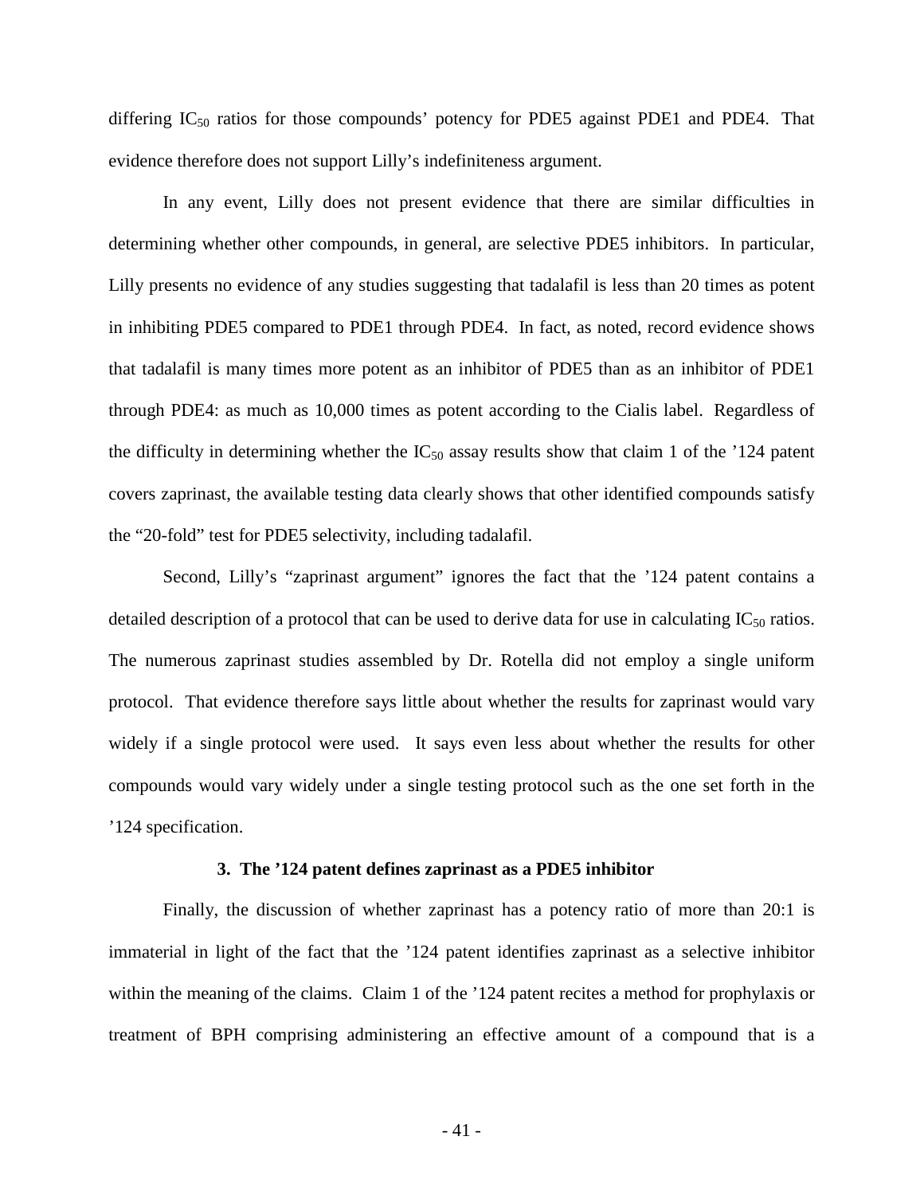differing $IC_{50}$ ratios for those compounds' potency for PDE5 against PDE1 and PDE4. That evidence therefore does not support Lilly's indefiniteness argument.

In any event, Lilly does not present evidence that there are similar difficulties in determining whether other compounds, in general, are selective PDE5 inhibitors. In particular, Lilly presents no evidence of any studies suggesting that tadalafil is less than 20 times as potent in inhibiting PDE5 compared to PDE1 through PDE4. In fact, as noted, record evidence shows that tadalafil is many times more potent as an inhibitor of PDE5 than as an inhibitor of PDE1 through PDE4: as much as 10,000 times as potent according to the Cialis label. Regardless of the difficulty in determining whether the $IC_{50}$ assay results show that claim 1 of the '124 patent covers zaprinast, the available testing data clearly shows that other identified compounds satisfy the "20-fold" test for PDE5 selectivity, including tadalafil.

Second, Lilly's "zaprinast argument" ignores the fact that the '124 patent contains a detailed description of a protocol that can be used to derive data for use in calculating $IC_{50}$ ratios. The numerous zaprinast studies assembled by Dr. Rotella did not employ a single uniform protocol. That evidence therefore says little about whether the results for zaprinast would vary widely if a single protocol were used. It says even less about whether the results for other compounds would vary widely under a single testing protocol such as the one set forth in the '124 specification.

**3. The '124 patent defines zaprinast as a PDE5 inhibitor**

Finally, the discussion of whether zaprinast has a potency ratio of more than 20:1 is immaterial in light of the fact that the '124 patent identifies zaprinast as a selective inhibitor within the meaning of the claims. Claim 1 of the '124 patent recites a method for prophylaxis or treatment of BPH comprising administering an effective amount of a compound that is a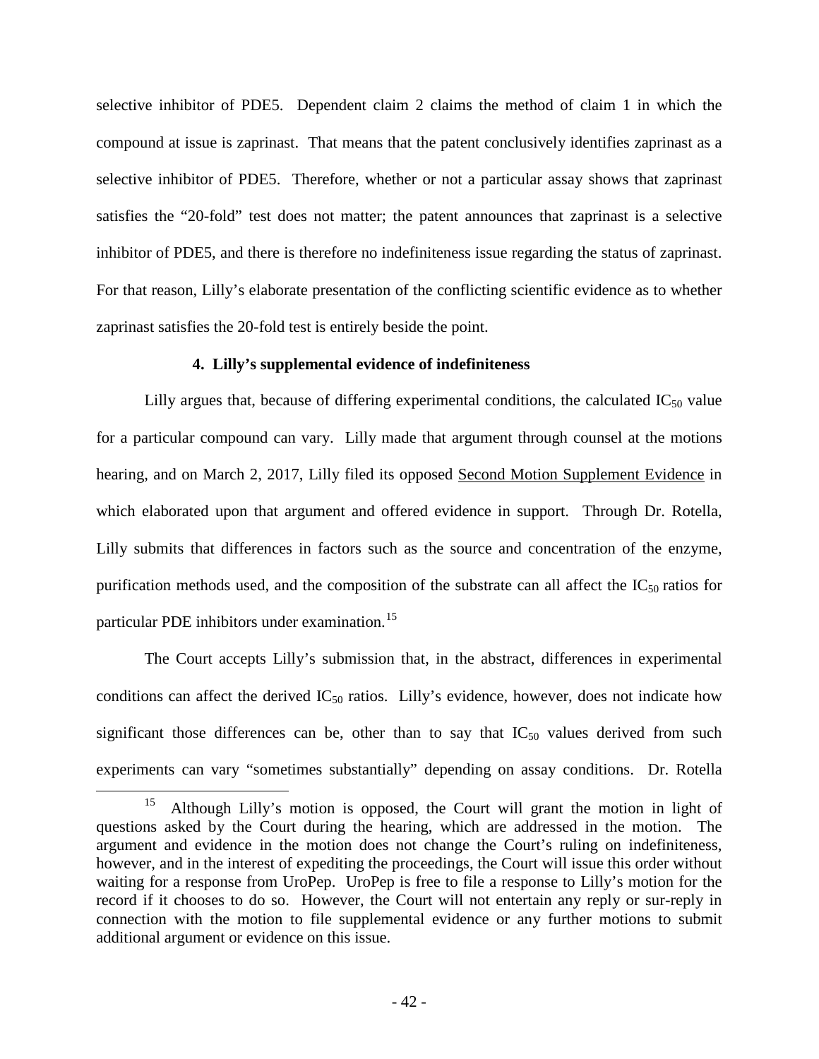selective inhibitor of PDE5. Dependent claim 2 claims the method of claim 1 in which the compound at issue is zaprinast. That means that the patent conclusively identifies zaprinast as a selective inhibitor of PDE5. Therefore, whether or not a particular assay shows that zaprinast satisfies the "20-fold" test does not matter; the patent announces that zaprinast is a selective inhibitor of PDE5, and there is therefore no indefiniteness issue regarding the status of zaprinast. For that reason, Lilly's elaborate presentation of the conflicting scientific evidence as to whether zaprinast satisfies the 20-fold test is entirely beside the point.

#### 4. Lilly's supplemental evidence of indefiniteness

Lilly argues that, because of differing experimental conditions, the calculated $IC_{50}$ value for a particular compound can vary. Lilly made that argument through counsel at the motions hearing, and on March 2, 2017, Lilly filed its opposed Second Motion Supplement Evidence in which elaborated upon that argument and offered evidence in support. Through Dr. Rotella, Lilly submits that differences in factors such as the source and concentration of the enzyme, purification methods used, and the composition of the substrate can all affect the $IC_{50}$ ratios for particular PDE inhibitors under examination.[15]

The Court accepts Lilly's submission that, in the abstract, differences in experimental conditions can affect the derived $IC_{50}$ ratios. Lilly's evidence, however, does not indicate how significant those differences can be, other than to say that $IC_{50}$ values derived from such experiments can vary "sometimes substantially" depending on assay conditions. Dr. Rotella

[15] Although Lilly's motion is opposed, the Court will grant the motion in light of questions asked by the Court during the hearing, which are addressed in the motion. The argument and evidence in the motion does not change the Court's ruling on indefiniteness, however, and in the interest of expediting the proceedings, the Court will issue this order without waiting for a response from UroPep. UroPep is free to file a response to Lilly's motion for the record if it chooses to do so. However, the Court will not entertain any reply or sur-reply in connection with the motion to file supplemental evidence or any further motions to submit additional argument or evidence on this issue.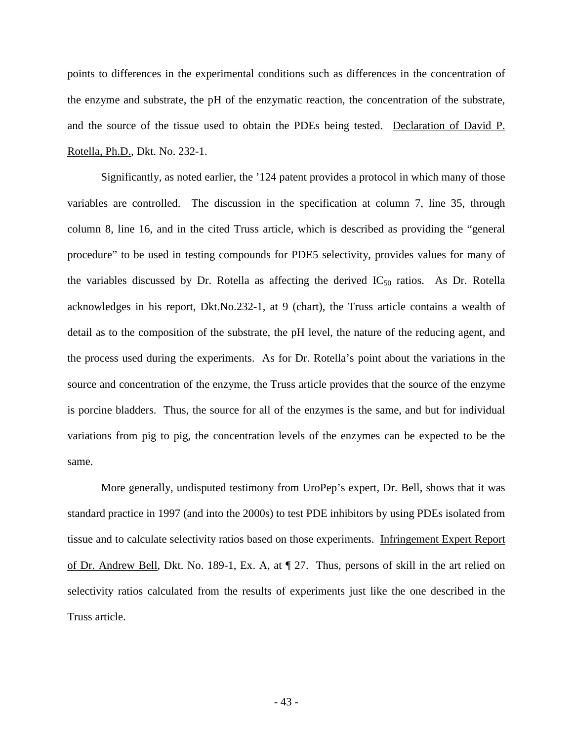points to differences in the experimental conditions such as differences in the concentration of the enzyme and substrate, the pH of the enzymatic reaction, the concentration of the substrate, and the source of the tissue used to obtain the PDEs being tested. Declaration of David P. Rotella, Ph.D., Dkt. No. 232-1.

Significantly, as noted earlier, the ’124 patent provides a protocol in which many of those variables are controlled. The discussion in the specification at column 7, line 35, through column 8, line 16, and in the cited Truss article, which is described as providing the “general procedure” to be used in testing compounds for PDE5 selectivity, provides values for many of the variables discussed by Dr. Rotella as affecting the derived $IC_{50}$ ratios. As Dr. Rotella acknowledges in his report, Dkt.No.232-1, at 9 (chart), the Truss article contains a wealth of detail as to the composition of the substrate, the pH level, the nature of the reducing agent, and the process used during the experiments. As for Dr. Rotella’s point about the variations in the source and concentration of the enzyme, the Truss article provides that the source of the enzyme is porcine bladders. Thus, the source for all of the enzymes is the same, and but for individual variations from pig to pig, the concentration levels of the enzymes can be expected to be the same.

More generally, undisputed testimony from UroPep’s expert, Dr. Bell, shows that it was standard practice in 1997 (and into the 2000s) to test PDE inhibitors by using PDEs isolated from tissue and to calculate selectivity ratios based on those experiments. Infringement Expert Report of Dr. Andrew Bell, Dkt. No. 189-1, Ex. A, at ¶ 27. Thus, persons of skill in the art relied on selectivity ratios calculated from the results of experiments just like the one described in the Truss article.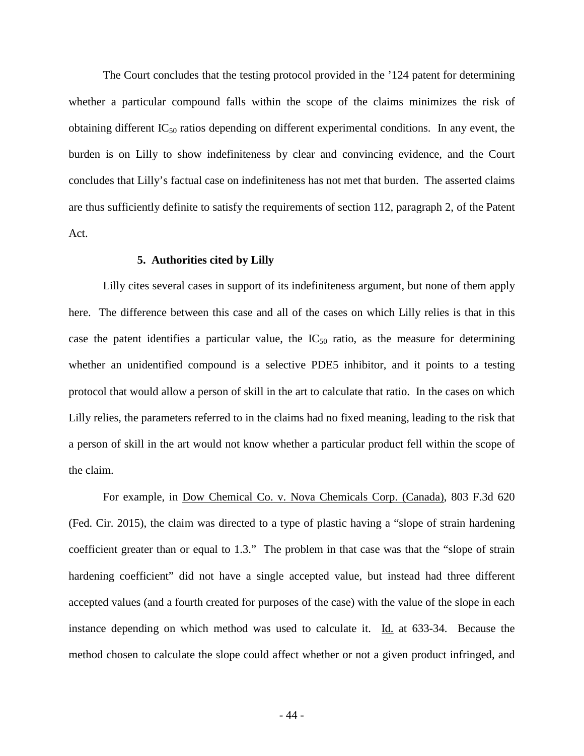The Court concludes that the testing protocol provided in the ’124 patent for determining whether a particular compound falls within the scope of the claims minimizes the risk of obtaining different $IC_{50}$ ratios depending on different experimental conditions. In any event, the burden is on Lilly to show indefiniteness by clear and convincing evidence, and the Court concludes that Lilly’s factual case on indefiniteness has not met that burden. The asserted claims are thus sufficiently definite to satisfy the requirements of section 112, paragraph 2, of the Patent Act.

### 5. Authorities cited by Lilly

Lilly cites several cases in support of its indefiniteness argument, but none of them apply here. The difference between this case and all of the cases on which Lilly relies is that in this case the patent identifies a particular value, the $IC_{50}$ ratio, as the measure for determining whether an unidentified compound is a selective PDE5 inhibitor, and it points to a testing protocol that would allow a person of skill in the art to calculate that ratio. In the cases on which Lilly relies, the parameters referred to in the claims had no fixed meaning, leading to the risk that a person of skill in the art would not know whether a particular product fell within the scope of the claim.

For example, in Dow Chemical Co. v. Nova Chemicals Corp. (Canada), 803 F.3d 620 (Fed. Cir. 2015), the claim was directed to a type of plastic having a “slope of strain hardening coefficient greater than or equal to 1.3.” The problem in that case was that the “slope of strain hardening coefficient” did not have a single accepted value, but instead had three different accepted values (and a fourth created for purposes of the case) with the value of the slope in each instance depending on which method was used to calculate it. Id. at 633-34. Because the method chosen to calculate the slope could affect whether or not a given product infringed, and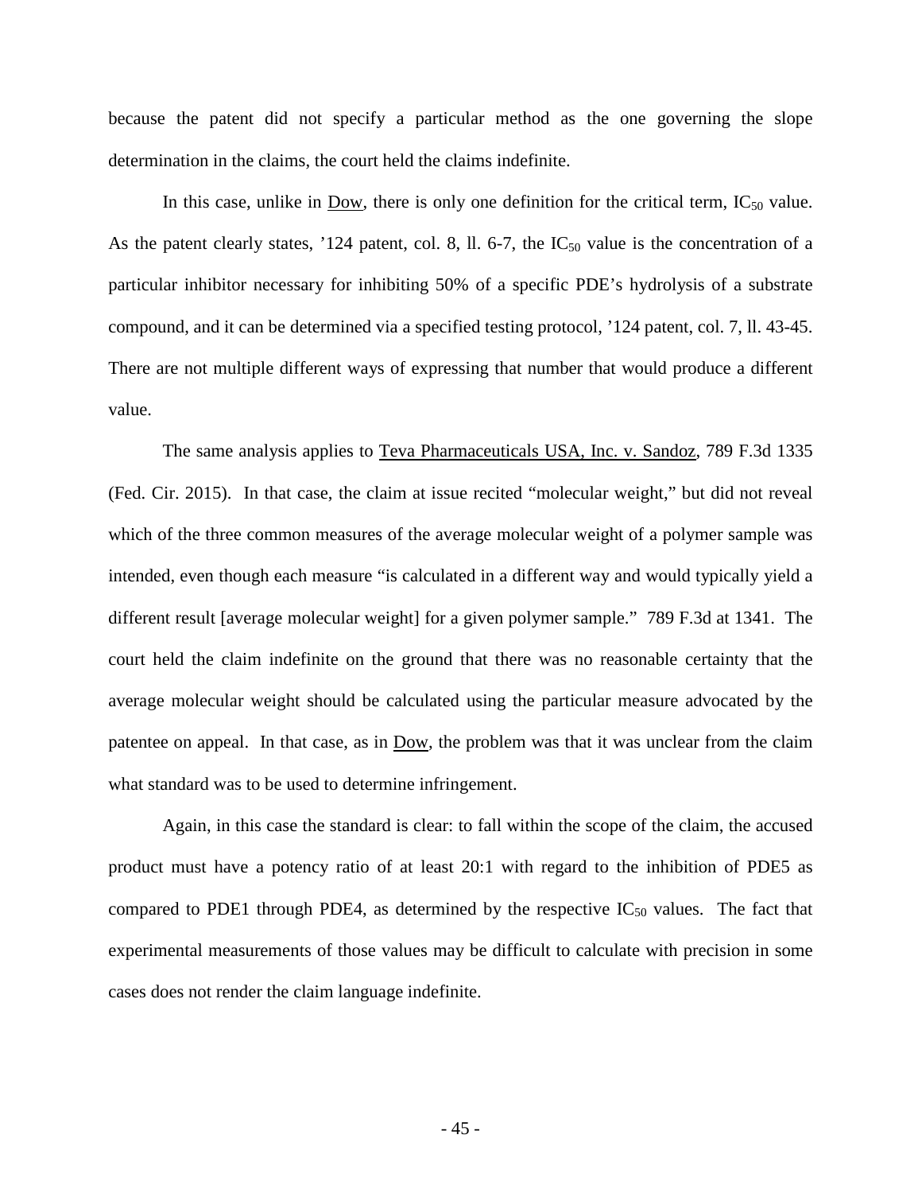because the patent did not specify a particular method as the one governing the slope determination in the claims, the court held the claims indefinite.

In this case, unlike in Dow, there is only one definition for the critical term, $IC_{50}$ value. As the patent clearly states, '124 patent, col. 8, ll. 6-7, the $IC_{50}$ value is the concentration of a particular inhibitor necessary for inhibiting 50% of a specific PDE's hydrolysis of a substrate compound, and it can be determined via a specified testing protocol, '124 patent, col. 7, ll. 43-45. There are not multiple different ways of expressing that number that would produce a different value.

The same analysis applies to Teva Pharmaceuticals USA, Inc. v. Sandoz, 789 F.3d 1335 (Fed. Cir. 2015). In that case, the claim at issue recited "molecular weight," but did not reveal which of the three common measures of the average molecular weight of a polymer sample was intended, even though each measure "is calculated in a different way and would typically yield a different result [average molecular weight] for a given polymer sample." 789 F.3d at 1341. The court held the claim indefinite on the ground that there was no reasonable certainty that the average molecular weight should be calculated using the particular measure advocated by the patentee on appeal. In that case, as in Dow, the problem was that it was unclear from the claim what standard was to be used to determine infringement.

Again, in this case the standard is clear: to fall within the scope of the claim, the accused product must have a potency ratio of at least 20:1 with regard to the inhibition of PDE5 as compared to PDE1 through PDE4, as determined by the respective $IC_{50}$ values. The fact that experimental measurements of those values may be difficult to calculate with precision in some cases does not render the claim language indefinite.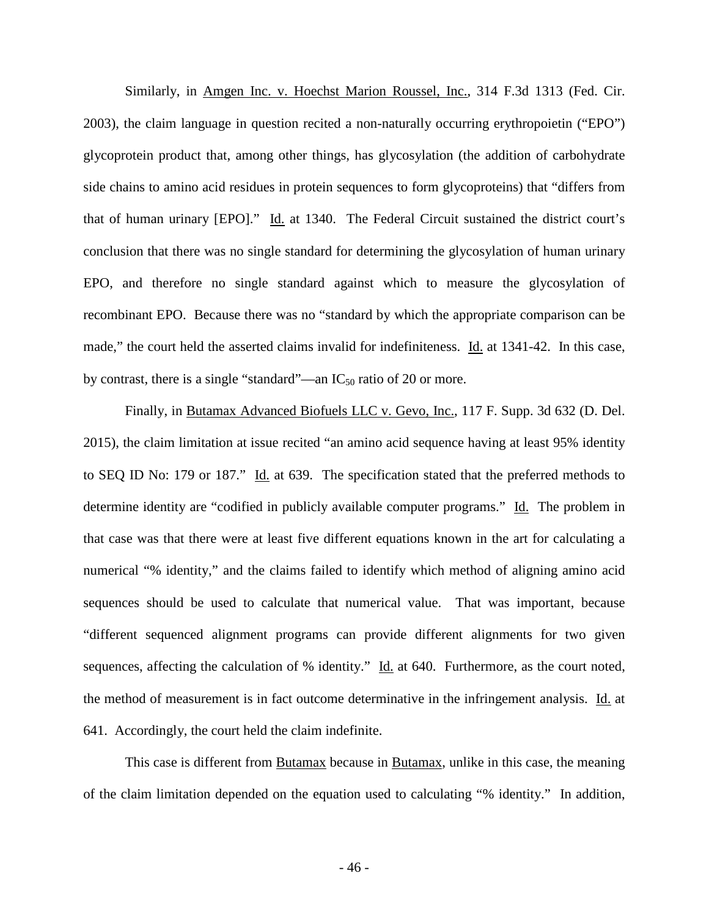Similarly, in Amgen Inc. v. Hoechst Marion Roussel, Inc., 314 F.3d 1313 (Fed. Cir. 2003), the claim language in question recited a non-naturally occurring erythropoietin ("EPO") glycoprotein product that, among other things, has glycosylation (the addition of carbohydrate side chains to amino acid residues in protein sequences to form glycoproteins) that "differs from that of human urinary [EPO]." Id. at 1340. The Federal Circuit sustained the district court's conclusion that there was no single standard for determining the glycosylation of human urinary EPO, and therefore no single standard against which to measure the glycosylation of recombinant EPO. Because there was no "standard by which the appropriate comparison can be made," the court held the asserted claims invalid for indefiniteness. Id. at 1341-42. In this case, by contrast, there is a single "standard"—an $IC_{50}$ ratio of 20 or more.

Finally, in Butamax Advanced Biofuels LLC v. Gevo, Inc., 117 F. Supp. 3d 632 (D. Del. 2015), the claim limitation at issue recited "an amino acid sequence having at least 95% identity to SEQ ID No: 179 or 187." Id. at 639. The specification stated that the preferred methods to determine identity are "codified in publicly available computer programs." Id. The problem in that case was that there were at least five different equations known in the art for calculating a numerical "% identity," and the claims failed to identify which method of aligning amino acid sequences should be used to calculate that numerical value. That was important, because "different sequenced alignment programs can provide different alignments for two given sequences, affecting the calculation of % identity." Id. at 640. Furthermore, as the court noted, the method of measurement is in fact outcome determinative in the infringement analysis. Id. at 641. Accordingly, the court held the claim indefinite.

This case is different from Butamax because in Butamax, unlike in this case, the meaning of the claim limitation depended on the equation used to calculating "% identity." In addition,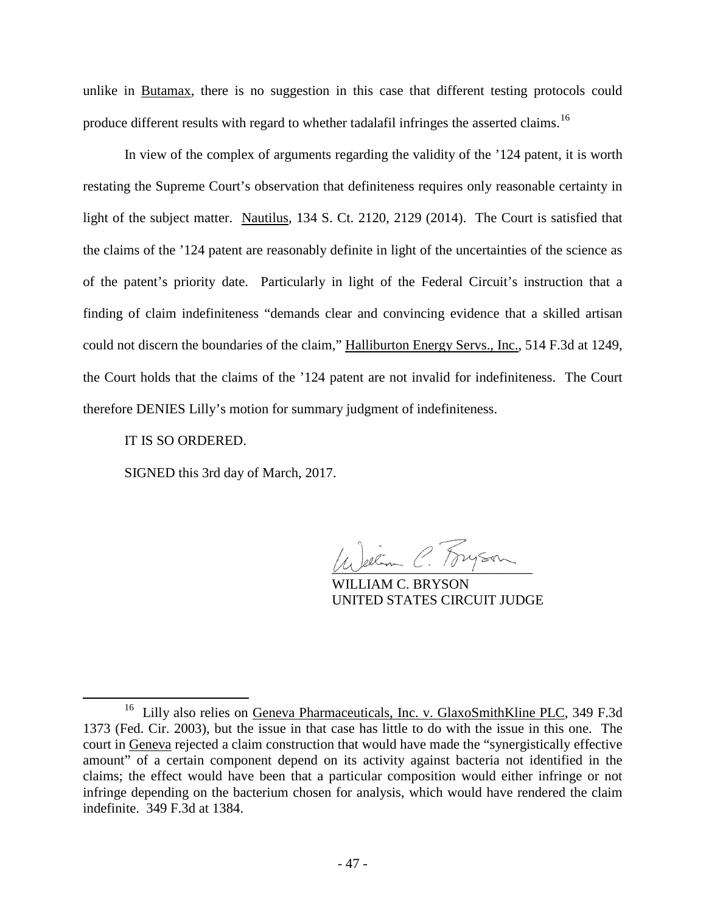unlike in Butamax, there is no suggestion in this case that different testing protocols could produce different results with regard to whether tadalafil infringes the asserted claims.[16]

In view of the complex of arguments regarding the validity of the '124 patent, it is worth restating the Supreme Court's observation that definiteness requires only reasonable certainty in light of the subject matter. Nautilus, 134 S. Ct. 2120, 2129 (2014). The Court is satisfied that the claims of the '124 patent are reasonably definite in light of the uncertainties of the science as of the patent's priority date. Particularly in light of the Federal Circuit's instruction that a finding of claim indefiniteness "demands clear and convincing evidence that a skilled artisan could not discern the boundaries of the claim," Halliburton Energy Servs., Inc., 514 F.3d at 1249, the Court holds that the claims of the '124 patent are not invalid for indefiniteness. The Court therefore DENIES Lilly's motion for summary judgment of indefiniteness.

IT IS SO ORDERED.

SIGNED this 3rd day of March, 2017.

WILLIAM C. BRYSON
UNITED STATES CIRCUIT JUDGE

---

[16] Lilly also relies on Geneva Pharmaceuticals, Inc. v. GlaxoSmithKline PLC, 349 F.3d 1373 (Fed. Cir. 2003), but the issue in that case has little to do with the issue in this one. The court in Geneva rejected a claim construction that would have made the "synergistically effective amount" of a certain component depend on its activity against bacteria not identified in the claims; the effect would have been that a particular composition would either infringe or not infringe depending on the bacterium chosen for analysis, which would have rendered the claim indefinite. 349 F.3d at 1384.